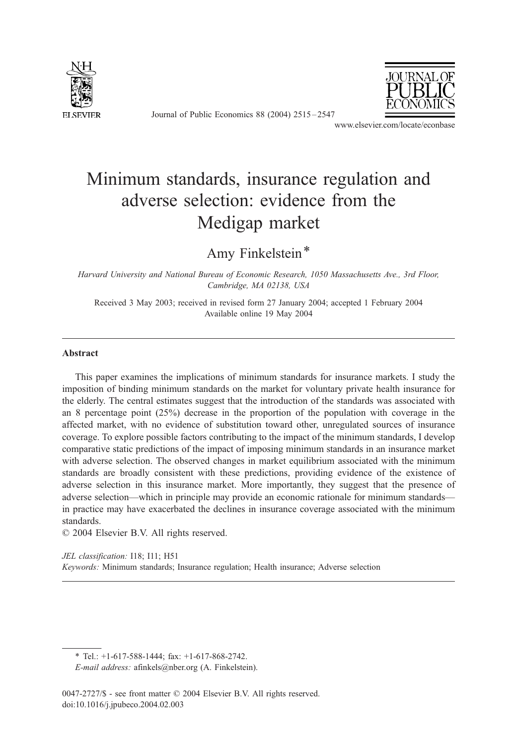# Minimum standards, insurance regulation and adverse selection: evidence from the Medigap market

Amy Finkelstein*

*Harvard University and National Bureau of Economic Research, 1050 Massachusetts Ave., 3rd Floor, Cambridge, MA 02138, USA*

Received 3 May 2003; received in revised form 27 January 2004; accepted 1 February 2004
Available online 19 May 2004

## Abstract

This paper examines the implications of minimum standards for insurance markets. I study the imposition of binding minimum standards on the market for voluntary private health insurance for the elderly. The central estimates suggest that the introduction of the standards was associated with an 8 percentage point (25%) decrease in the proportion of the population with coverage in the affected market, with no evidence of substitution toward other, unregulated sources of insurance coverage. To explore possible factors contributing to the impact of the minimum standards, I develop comparative static predictions of the impact of imposing minimum standards in an insurance market with adverse selection. The observed changes in market equilibrium associated with the minimum standards are broadly consistent with these predictions, providing evidence of the existence of adverse selection in this insurance market. More importantly, they suggest that the presence of adverse selection—which in principle may provide an economic rationale for minimum standards—in practice may have exacerbated the declines in insurance coverage associated with the minimum standards.

© 2004 Elsevier B.V. All rights reserved.

*JEL classification:* I18; I11; H51

*Keywords:* Minimum standards; Insurance regulation; Health insurance; Adverse selection

---

* Tel.: +1-617-588-1444; fax: +1-617-868-2742.
*E-mail address:* afinkels@nber.org (A. Finkelstein).

0047-2727/$ - see front matter © 2004 Elsevier B.V. All rights reserved.
doi:10.1016/j.jpubeco.2004.02.003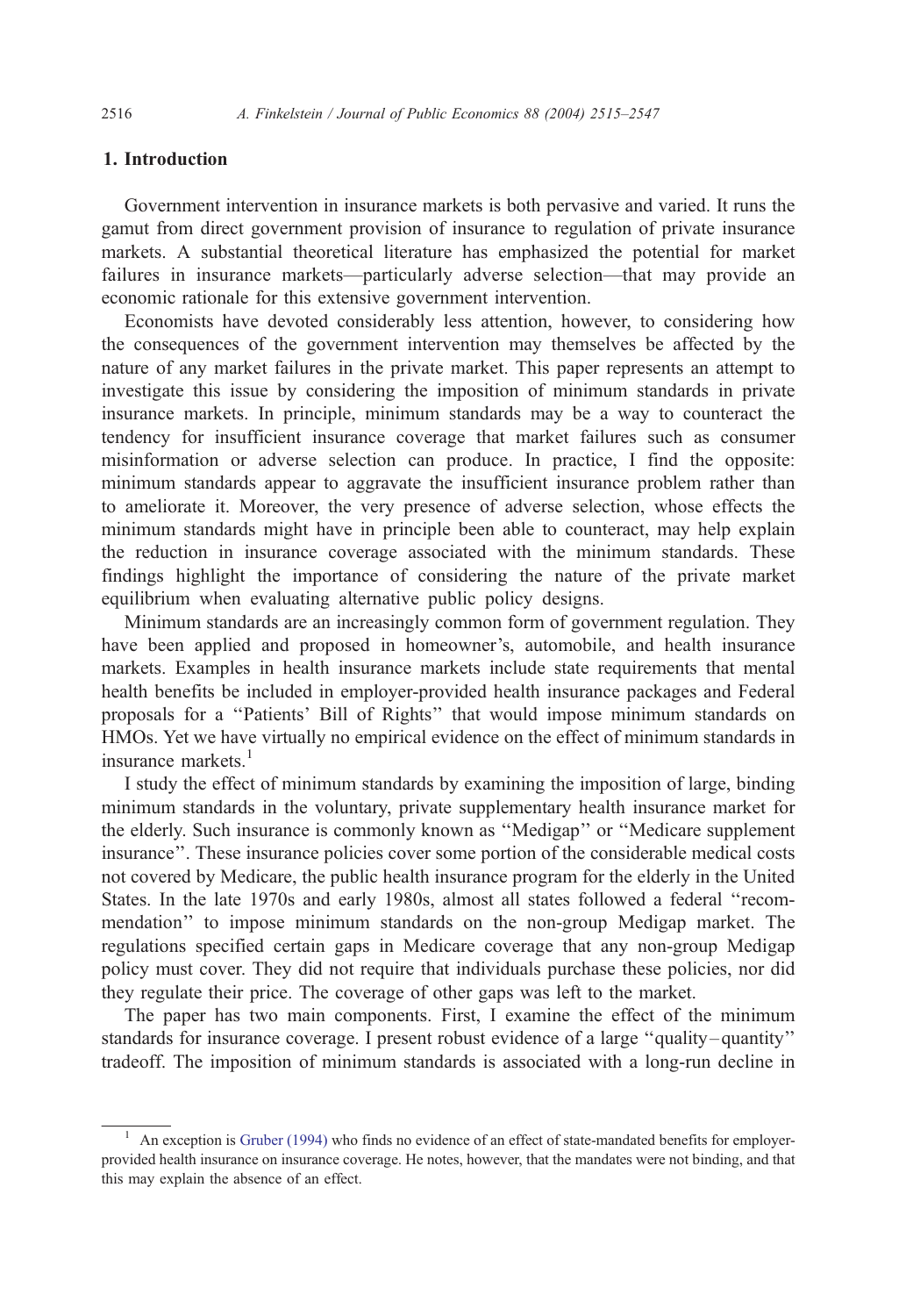## 1. Introduction

Government intervention in insurance markets is both pervasive and varied. It runs the gamut from direct government provision of insurance to regulation of private insurance markets. A substantial theoretical literature has emphasized the potential for market failures in insurance markets—particularly adverse selection—that may provide an economic rationale for this extensive government intervention.

Economists have devoted considerably less attention, however, to considering how the consequences of the government intervention may themselves be affected by the nature of any market failures in the private market. This paper represents an attempt to investigate this issue by considering the imposition of minimum standards in private insurance markets. In principle, minimum standards may be a way to counteract the tendency for insufficient insurance coverage that market failures such as consumer misinformation or adverse selection can produce. In practice, I find the opposite: minimum standards appear to aggravate the insufficient insurance problem rather than to ameliorate it. Moreover, the very presence of adverse selection, whose effects the minimum standards might have in principle been able to counteract, may help explain the reduction in insurance coverage associated with the minimum standards. These findings highlight the importance of considering the nature of the private market equilibrium when evaluating alternative public policy designs.

Minimum standards are an increasingly common form of government regulation. They have been applied and proposed in homeowner's, automobile, and health insurance markets. Examples in health insurance markets include state requirements that mental health benefits be included in employer-provided health insurance packages and Federal proposals for a "Patients' Bill of Rights" that would impose minimum standards on HMOs. Yet we have virtually no empirical evidence on the effect of minimum standards in insurance markets.[1]

I study the effect of minimum standards by examining the imposition of large, binding minimum standards in the voluntary, private supplementary health insurance market for the elderly. Such insurance is commonly known as "Medigap" or "Medicare supplement insurance". These insurance policies cover some portion of the considerable medical costs not covered by Medicare, the public health insurance program for the elderly in the United States. In the late 1970s and early 1980s, almost all states followed a federal "recommendation" to impose minimum standards on the non-group Medigap market. The regulations specified certain gaps in Medicare coverage that any non-group Medigap policy must cover. They did not require that individuals purchase these policies, nor did they regulate their price. The coverage of other gaps was left to the market.

The paper has two main components. First, I examine the effect of the minimum standards for insurance coverage. I present robust evidence of a large "quality–quantity" tradeoff. The imposition of minimum standards is associated with a long-run decline in

[1] An exception is Gruber (1994) who finds no evidence of an effect of state-mandated benefits for employer-provided health insurance on insurance coverage. He notes, however, that the mandates were not binding, and that this may explain the absence of an effect.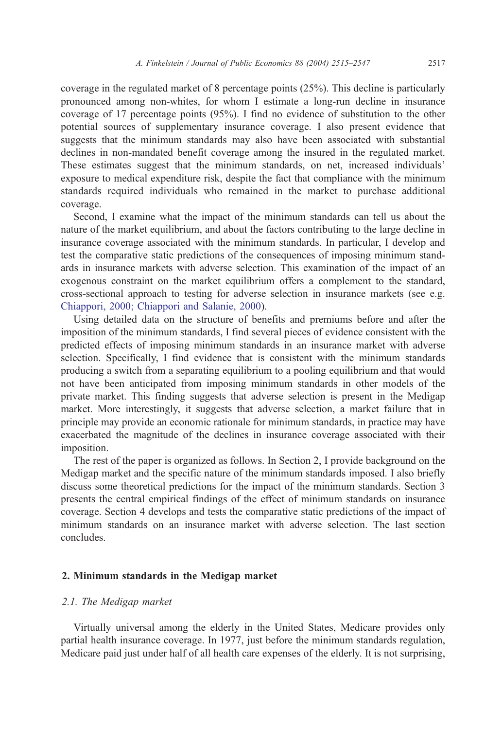coverage in the regulated market of 8 percentage points (25%). This decline is particularly pronounced among non-whites, for whom I estimate a long-run decline in insurance coverage of 17 percentage points (95%). I find no evidence of substitution to the other potential sources of supplementary insurance coverage. I also present evidence that suggests that the minimum standards may also have been associated with substantial declines in non-mandated benefit coverage among the insured in the regulated market. These estimates suggest that the minimum standards, on net, increased individuals' exposure to medical expenditure risk, despite the fact that compliance with the minimum standards required individuals who remained in the market to purchase additional coverage.

Second, I examine what the impact of the minimum standards can tell us about the nature of the market equilibrium, and about the factors contributing to the large decline in insurance coverage associated with the minimum standards. In particular, I develop and test the comparative static predictions of the consequences of imposing minimum standards in insurance markets with adverse selection. This examination of the impact of an exogenous constraint on the market equilibrium offers a complement to the standard, cross-sectional approach to testing for adverse selection in insurance markets (see e.g. Chiappori, 2000; Chiappori and Salanie, 2000).

Using detailed data on the structure of benefits and premiums before and after the imposition of the minimum standards, I find several pieces of evidence consistent with the predicted effects of imposing minimum standards in an insurance market with adverse selection. Specifically, I find evidence that is consistent with the minimum standards producing a switch from a separating equilibrium to a pooling equilibrium and that would not have been anticipated from imposing minimum standards in other models of the private market. This finding suggests that adverse selection is present in the Medigap market. More interestingly, it suggests that adverse selection, a market failure that in principle may provide an economic rationale for minimum standards, in practice may have exacerbated the magnitude of the declines in insurance coverage associated with their imposition.

The rest of the paper is organized as follows. In Section 2, I provide background on the Medigap market and the specific nature of the minimum standards imposed. I also briefly discuss some theoretical predictions for the impact of the minimum standards. Section 3 presents the central empirical findings of the effect of minimum standards on insurance coverage. Section 4 develops and tests the comparative static predictions of the impact of minimum standards on an insurance market with adverse selection. The last section concludes.

## 2. Minimum standards in the Medigap market

### *2.1. The Medigap market*

Virtually universal among the elderly in the United States, Medicare provides only partial health insurance coverage. In 1977, just before the minimum standards regulation, Medicare paid just under half of all health care expenses of the elderly. It is not surprising,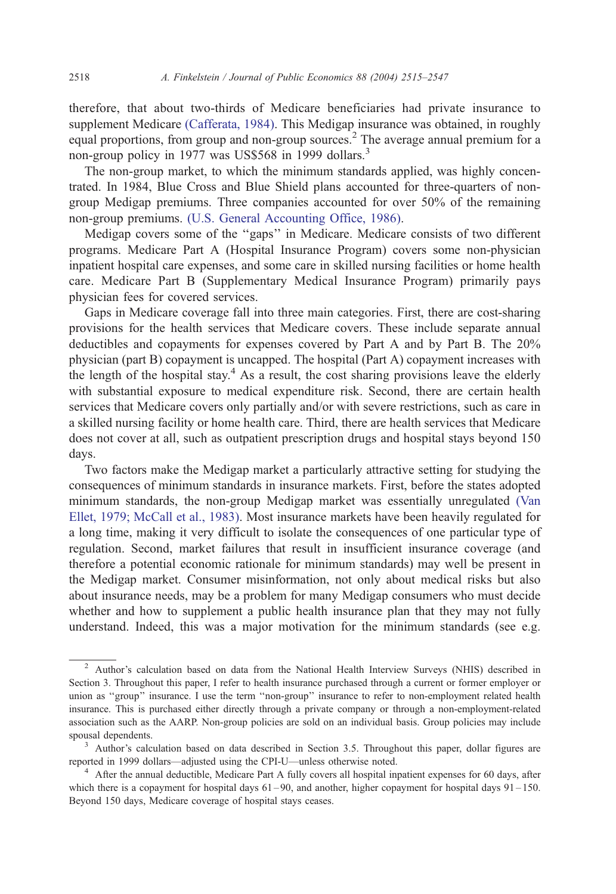therefore, that about two-thirds of Medicare beneficiaries had private insurance to supplement Medicare (Cafferata, 1984). This Medigap insurance was obtained, in roughly equal proportions, from group and non-group sources.[2] The average annual premium for a non-group policy in 1977 was US$568 in 1999 dollars.[3]

The non-group market, to which the minimum standards applied, was highly concentrated. In 1984, Blue Cross and Blue Shield plans accounted for three-quarters of non-group Medigap premiums. Three companies accounted for over 50% of the remaining non-group premiums. (U.S. General Accounting Office, 1986).

Medigap covers some of the "gaps" in Medicare. Medicare consists of two different programs. Medicare Part A (Hospital Insurance Program) covers some non-physician inpatient hospital care expenses, and some care in skilled nursing facilities or home health care. Medicare Part B (Supplementary Medical Insurance Program) primarily pays physician fees for covered services.

Gaps in Medicare coverage fall into three main categories. First, there are cost-sharing provisions for the health services that Medicare covers. These include separate annual deductibles and copayments for expenses covered by Part A and by Part B. The 20% physician (part B) copayment is uncapped. The hospital (Part A) copayment increases with the length of the hospital stay.[4] As a result, the cost sharing provisions leave the elderly with substantial exposure to medical expenditure risk. Second, there are certain health services that Medicare covers only partially and/or with severe restrictions, such as care in a skilled nursing facility or home health care. Third, there are health services that Medicare does not cover at all, such as outpatient prescription drugs and hospital stays beyond 150 days.

Two factors make the Medigap market a particularly attractive setting for studying the consequences of minimum standards in insurance markets. First, before the states adopted minimum standards, the non-group Medigap market was essentially unregulated (Van Ellet, 1979; McCall et al., 1983). Most insurance markets have been heavily regulated for a long time, making it very difficult to isolate the consequences of one particular type of regulation. Second, market failures that result in insufficient insurance coverage (and therefore a potential economic rationale for minimum standards) may well be present in the Medigap market. Consumer misinformation, not only about medical risks but also about insurance needs, may be a problem for many Medigap consumers who must decide whether and how to supplement a public health insurance plan that they may not fully understand. Indeed, this was a major motivation for the minimum standards (see e.g.

---

[2] Author's calculation based on data from the National Health Interview Surveys (NHIS) described in Section 3. Throughout this paper, I refer to health insurance purchased through a current or former employer or union as "group" insurance. I use the term "non-group" insurance to refer to non-employment related health insurance. This is purchased either directly through a private company or through a non-employment-related association such as the AARP. Non-group policies are sold on an individual basis. Group policies may include spousal dependents.

[3] Author's calculation based on data described in Section 3.5. Throughout this paper, dollar figures are reported in 1999 dollars—adjusted using the CPI-U—unless otherwise noted.

[4] After the annual deductible, Medicare Part A fully covers all hospital inpatient expenses for 60 days, after which there is a copayment for hospital days 61–90, and another, higher copayment for hospital days 91–150. Beyond 150 days, Medicare coverage of hospital stays ceases.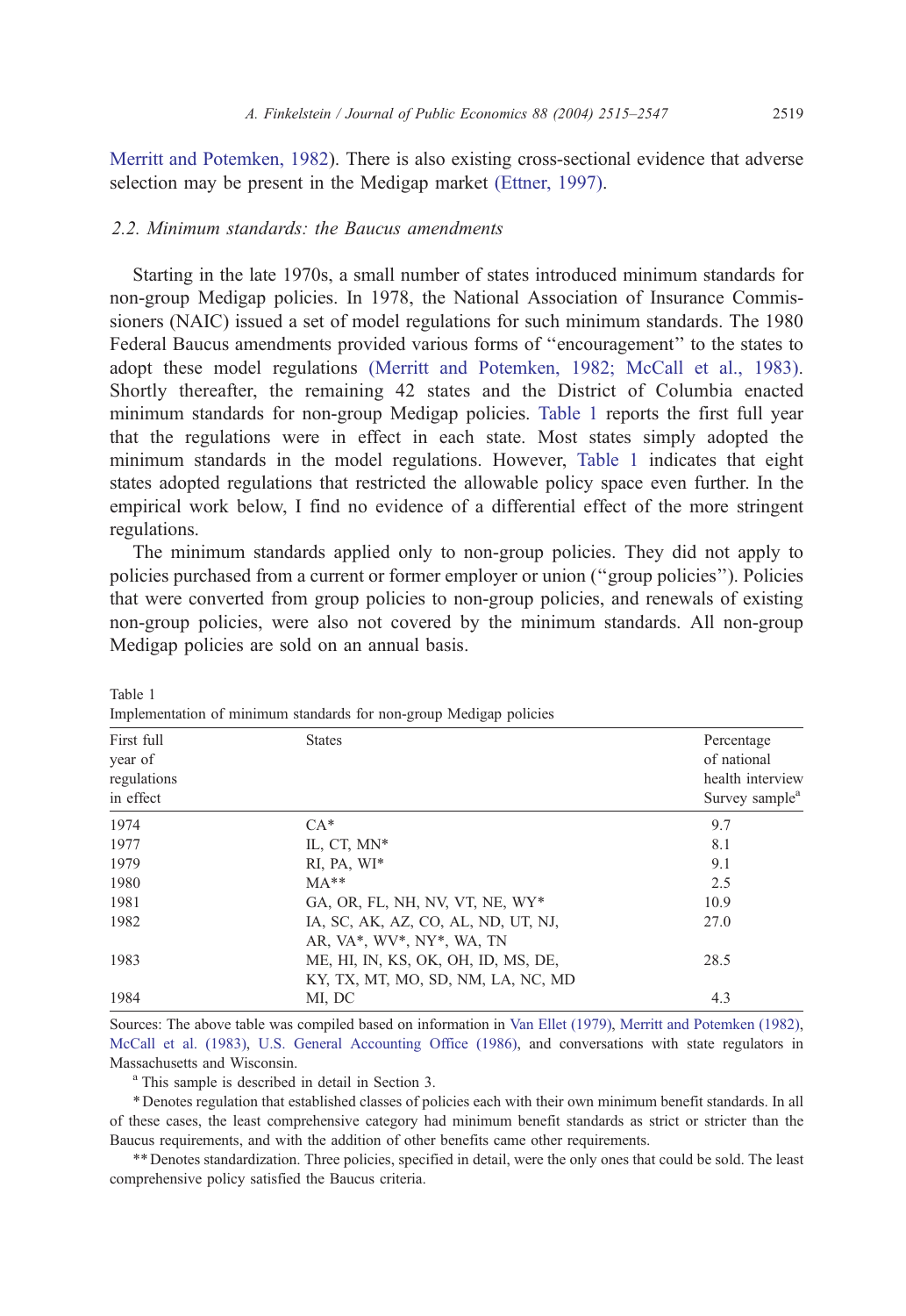Merritt and Potemken, 1982). There is also existing cross-sectional evidence that adverse selection may be present in the Medigap market (Ettner, 1997).

### 2.2. Minimum standards: the Baucus amendments

Starting in the late 1970s, a small number of states introduced minimum standards for non-group Medigap policies. In 1978, the National Association of Insurance Commissioners (NAIC) issued a set of model regulations for such minimum standards. The 1980 Federal Baucus amendments provided various forms of "encouragement" to the states to adopt these model regulations (Merritt and Potemken, 1982; McCall et al., 1983). Shortly thereafter, the remaining 42 states and the District of Columbia enacted minimum standards for non-group Medigap policies. Table 1 reports the first full year that the regulations were in effect in each state. Most states simply adopted the minimum standards in the model regulations. However, Table 1 indicates that eight states adopted regulations that restricted the allowable policy space even further. In the empirical work below, I find no evidence of a differential effect of the more stringent regulations.

The minimum standards applied only to non-group policies. They did not apply to policies purchased from a current or former employer or union ("group policies"). Policies that were converted from group policies to non-group policies, and renewals of existing non-group policies, were also not covered by the minimum standards. All non-group Medigap policies are sold on an annual basis.

Table 1
Implementation of minimum standards for non-group Medigap policies

| First full year of regulations in effect | States | Percentage of national health interview Survey sample[a] |
|---|---|---|
| 1974 | CA* | 9.7 |
| 1977 | IL, CT, MN* | 8.1 |
| 1979 | RI, PA, WI* | 9.1 |
| 1980 | MA** | 2.5 |
| 1981 | GA, OR, FL, NH, NV, VT, NE, WY* | 10.9 |
| 1982 | IA, SC, AK, AZ, CO, AL, ND, UT, NJ, AR, VA*, WV*, NY*, WA, TN | 27.0 |
| 1983 | ME, HI, IN, KS, OK, OH, ID, MS, DE, KY, TX, MT, MO, SD, NM, LA, NC, MD | 28.5 |
| 1984 | MI, DC | 4.3 |

Sources: The above table was compiled based on information in Van Ellet (1979), Merritt and Potemken (1982), McCall et al. (1983), U.S. General Accounting Office (1986), and conversations with state regulators in Massachusetts and Wisconsin.

[a] This sample is described in detail in Section 3.

* Denotes regulation that established classes of policies each with their own minimum benefit standards. In all of these cases, the least comprehensive category had minimum benefit standards as strict or stricter than the Baucus requirements, and with the addition of other benefits came other requirements.

** Denotes standardization. Three policies, specified in detail, were the only ones that could be sold. The least comprehensive policy satisfied the Baucus criteria.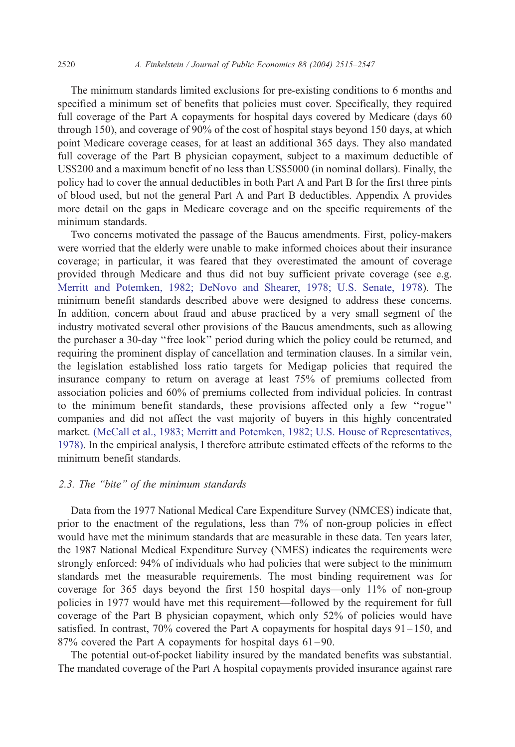The minimum standards limited exclusions for pre-existing conditions to 6 months and specified a minimum set of benefits that policies must cover. Specifically, they required full coverage of the Part A copayments for hospital days covered by Medicare (days 60 through 150), and coverage of 90% of the cost of hospital stays beyond 150 days, at which point Medicare coverage ceases, for at least an additional 365 days. They also mandated full coverage of the Part B physician copayment, subject to a maximum deductible of US$200 and a maximum benefit of no less than US$5000 (in nominal dollars). Finally, the policy had to cover the annual deductibles in both Part A and Part B for the first three pints of blood used, but not the general Part A and Part B deductibles. Appendix A provides more detail on the gaps in Medicare coverage and on the specific requirements of the minimum standards.

Two concerns motivated the passage of the Baucus amendments. First, policy-makers were worried that the elderly were unable to make informed choices about their insurance coverage; in particular, it was feared that they overestimated the amount of coverage provided through Medicare and thus did not buy sufficient private coverage (see e.g. Merritt and Potemken, 1982; DeNovo and Shearer, 1978; U.S. Senate, 1978). The minimum benefit standards described above were designed to address these concerns. In addition, concern about fraud and abuse practiced by a very small segment of the industry motivated several other provisions of the Baucus amendments, such as allowing the purchaser a 30-day "free look" period during which the policy could be returned, and requiring the prominent display of cancellation and termination clauses. In a similar vein, the legislation established loss ratio targets for Medigap policies that required the insurance company to return on average at least 75% of premiums collected from association policies and 60% of premiums collected from individual policies. In contrast to the minimum benefit standards, these provisions affected only a few "rogue" companies and did not affect the vast majority of buyers in this highly concentrated market. (McCall et al., 1983; Merritt and Potemken, 1982; U.S. House of Representatives, 1978). In the empirical analysis, I therefore attribute estimated effects of the reforms to the minimum benefit standards.

### 2.3. The "bite" of the minimum standards

Data from the 1977 National Medical Care Expenditure Survey (NMCES) indicate that, prior to the enactment of the regulations, less than 7% of non-group policies in effect would have met the minimum standards that are measurable in these data. Ten years later, the 1987 National Medical Expenditure Survey (NMES) indicates the requirements were strongly enforced: 94% of individuals who had policies that were subject to the minimum standards met the measurable requirements. The most binding requirement was for coverage for 365 days beyond the first 150 hospital days—only 11% of non-group policies in 1977 would have met this requirement—followed by the requirement for full coverage of the Part B physician copayment, which only 52% of policies would have satisfied. In contrast, 70% covered the Part A copayments for hospital days 91–150, and 87% covered the Part A copayments for hospital days 61–90.

The potential out-of-pocket liability insured by the mandated benefits was substantial. The mandated coverage of the Part A hospital copayments provided insurance against rare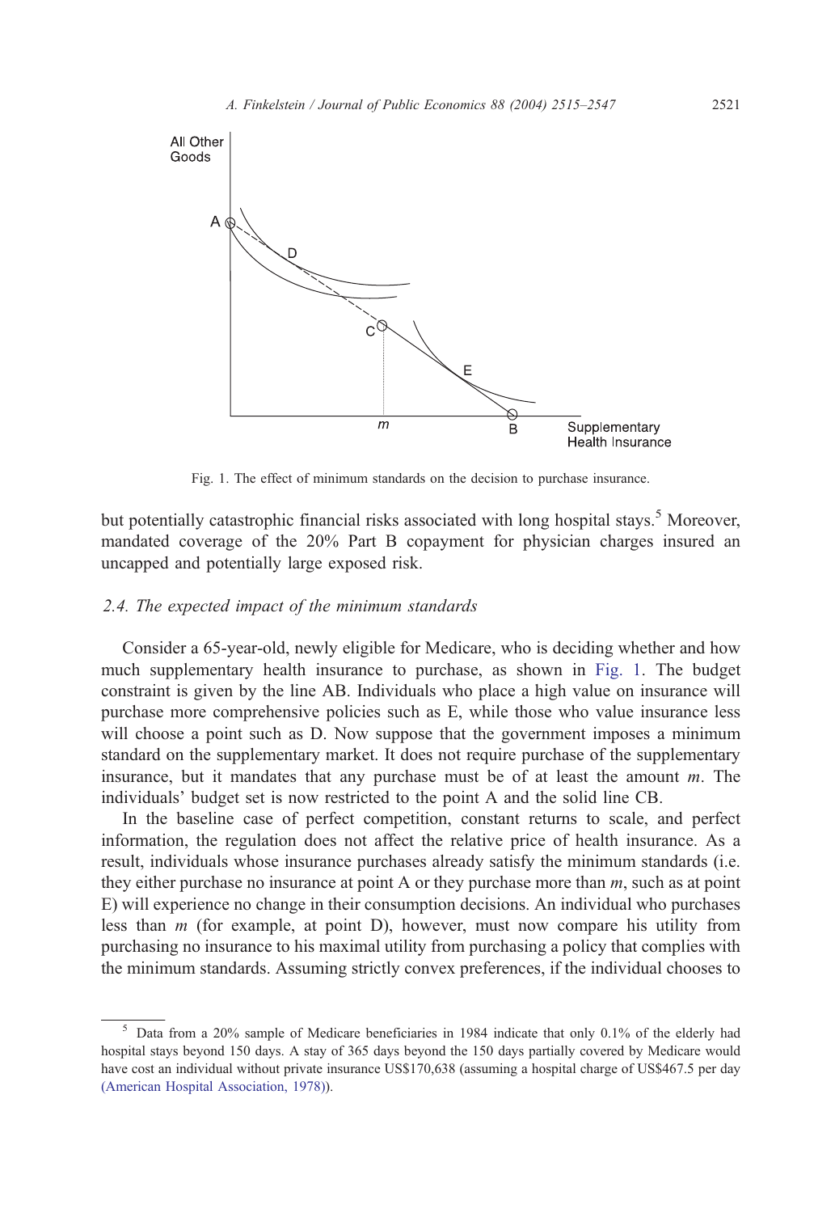Fig. 1. The effect of minimum standards on the decision to purchase insurance.

but potentially catastrophic financial risks associated with long hospital stays.[5] Moreover, mandated coverage of the 20% Part B copayment for physician charges insured an uncapped and potentially large exposed risk.

### 2.4. The expected impact of the minimum standards

Consider a 65-year-old, newly eligible for Medicare, who is deciding whether and how much supplementary health insurance to purchase, as shown in Fig. 1. The budget constraint is given by the line AB. Individuals who place a high value on insurance will purchase more comprehensive policies such as E, while those who value insurance less will choose a point such as D. Now suppose that the government imposes a minimum standard on the supplementary market. It does not require purchase of the supplementary insurance, but it mandates that any purchase must be of at least the amount $m$. The individuals' budget set is now restricted to the point A and the solid line CB.

In the baseline case of perfect competition, constant returns to scale, and perfect information, the regulation does not affect the relative price of health insurance. As a result, individuals whose insurance purchases already satisfy the minimum standards (i.e. they either purchase no insurance at point A or they purchase more than $m$, such as at point E) will experience no change in their consumption decisions. An individual who purchases less than $m$ (for example, at point D), however, must now compare his utility from purchasing no insurance to his maximal utility from purchasing a policy that complies with the minimum standards. Assuming strictly convex preferences, if the individual chooses to

[5] Data from a 20% sample of Medicare beneficiaries in 1984 indicate that only 0.1% of the elderly had hospital stays beyond 150 days. A stay of 365 days beyond the 150 days partially covered by Medicare would have cost an individual without private insurance US$170,638 (assuming a hospital charge of US$467.5 per day (American Hospital Association, 1978)).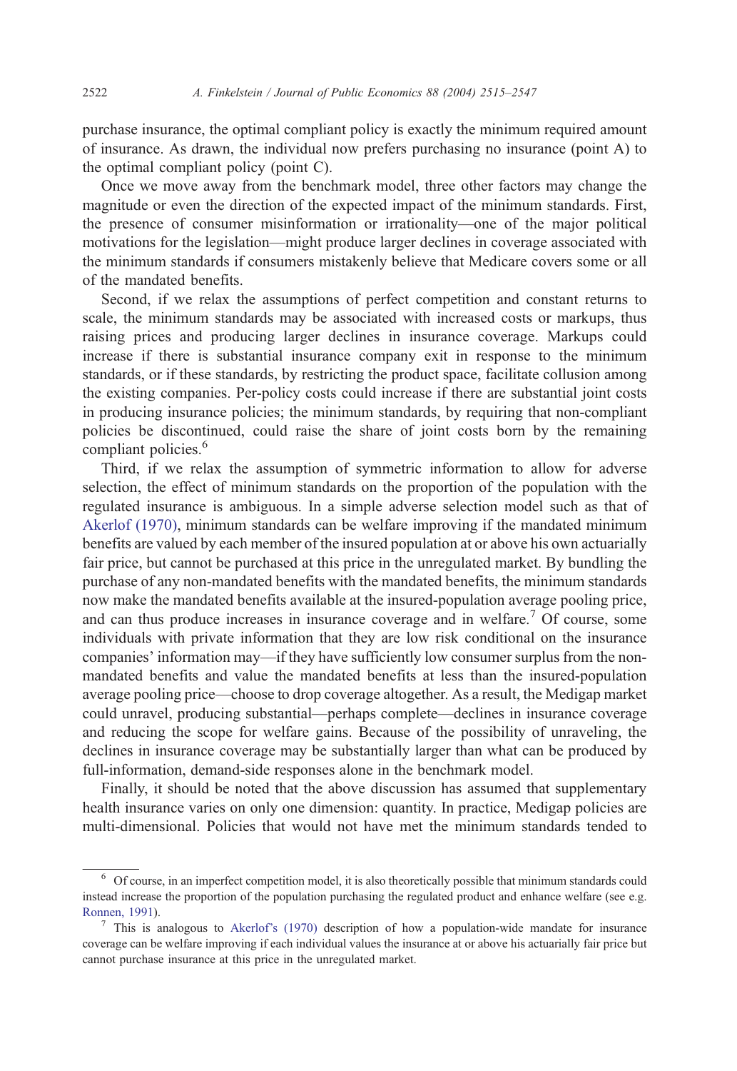purchase insurance, the optimal compliant policy is exactly the minimum required amount of insurance. As drawn, the individual now prefers purchasing no insurance (point A) to the optimal compliant policy (point C).

Once we move away from the benchmark model, three other factors may change the magnitude or even the direction of the expected impact of the minimum standards. First, the presence of consumer misinformation or irrationality—one of the major political motivations for the legislation—might produce larger declines in coverage associated with the minimum standards if consumers mistakenly believe that Medicare covers some or all of the mandated benefits.

Second, if we relax the assumptions of perfect competition and constant returns to scale, the minimum standards may be associated with increased costs or markups, thus raising prices and producing larger declines in insurance coverage. Markups could increase if there is substantial insurance company exit in response to the minimum standards, or if these standards, by restricting the product space, facilitate collusion among the existing companies. Per-policy costs could increase if there are substantial joint costs in producing insurance policies; the minimum standards, by requiring that non-compliant policies be discontinued, could raise the share of joint costs born by the remaining compliant policies.[6]

Third, if we relax the assumption of symmetric information to allow for adverse selection, the effect of minimum standards on the proportion of the population with the regulated insurance is ambiguous. In a simple adverse selection model such as that of Akerlof (1970), minimum standards can be welfare improving if the mandated minimum benefits are valued by each member of the insured population at or above his own actuarially fair price, but cannot be purchased at this price in the unregulated market. By bundling the purchase of any non-mandated benefits with the mandated benefits, the minimum standards now make the mandated benefits available at the insured-population average pooling price, and can thus produce increases in insurance coverage and in welfare.[7] Of course, some individuals with private information that they are low risk conditional on the insurance companies' information may—if they have sufficiently low consumer surplus from the non-mandated benefits and value the mandated benefits at less than the insured-population average pooling price—choose to drop coverage altogether. As a result, the Medigap market could unravel, producing substantial—perhaps complete—declines in insurance coverage and reducing the scope for welfare gains. Because of the possibility of unraveling, the declines in insurance coverage may be substantially larger than what can be produced by full-information, demand-side responses alone in the benchmark model.

Finally, it should be noted that the above discussion has assumed that supplementary health insurance varies on only one dimension: quantity. In practice, Medigap policies are multi-dimensional. Policies that would not have met the minimum standards tended to

---

[6] Of course, in an imperfect competition model, it is also theoretically possible that minimum standards could instead increase the proportion of the population purchasing the regulated product and enhance welfare (see e.g. Ronnen, 1991).

[7] This is analogous to Akerlof's (1970) description of how a population-wide mandate for insurance coverage can be welfare improving if each individual values the insurance at or above his actuarially fair price but cannot purchase insurance at this price in the unregulated market.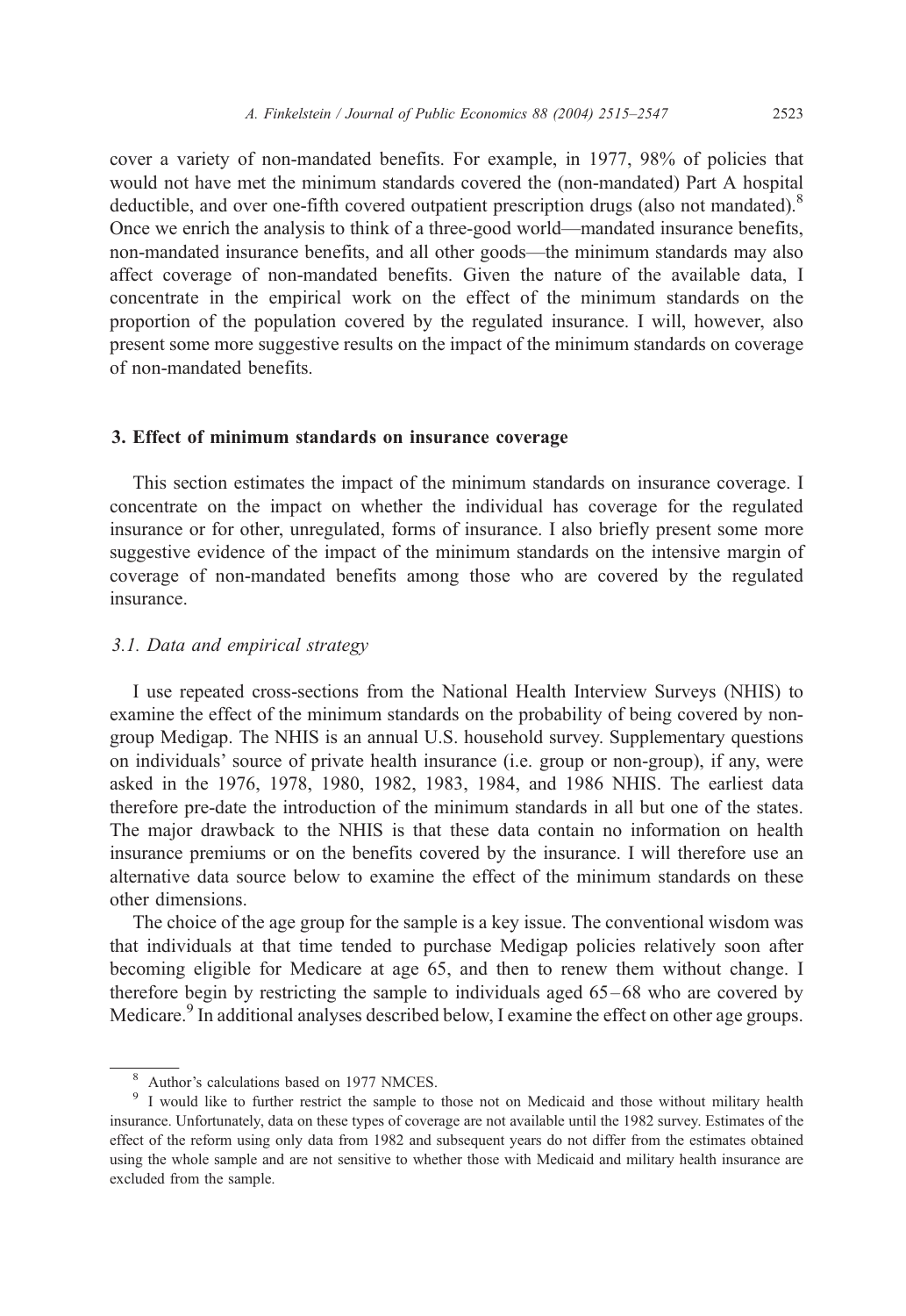cover a variety of non-mandated benefits. For example, in 1977, 98% of policies that would not have met the minimum standards covered the (non-mandated) Part A hospital deductible, and over one-fifth covered outpatient prescription drugs (also not mandated).[8] Once we enrich the analysis to think of a three-good world—mandated insurance benefits, non-mandated insurance benefits, and all other goods—the minimum standards may also affect coverage of non-mandated benefits. Given the nature of the available data, I concentrate in the empirical work on the effect of the minimum standards on the proportion of the population covered by the regulated insurance. I will, however, also present some more suggestive results on the impact of the minimum standards on coverage of non-mandated benefits.

## 3. Effect of minimum standards on insurance coverage

This section estimates the impact of the minimum standards on insurance coverage. I concentrate on the impact on whether the individual has coverage for the regulated insurance or for other, unregulated, forms of insurance. I also briefly present some more suggestive evidence of the impact of the minimum standards on the intensive margin of coverage of non-mandated benefits among those who are covered by the regulated insurance.

### 3.1. Data and empirical strategy

I use repeated cross-sections from the National Health Interview Surveys (NHIS) to examine the effect of the minimum standards on the probability of being covered by non-group Medigap. The NHIS is an annual U.S. household survey. Supplementary questions on individuals' source of private health insurance (i.e. group or non-group), if any, were asked in the 1976, 1978, 1980, 1982, 1983, 1984, and 1986 NHIS. The earliest data therefore pre-date the introduction of the minimum standards in all but one of the states. The major drawback to the NHIS is that these data contain no information on health insurance premiums or on the benefits covered by the insurance. I will therefore use an alternative data source below to examine the effect of the minimum standards on these other dimensions.

The choice of the age group for the sample is a key issue. The conventional wisdom was that individuals at that time tended to purchase Medigap policies relatively soon after becoming eligible for Medicare at age 65, and then to renew them without change. I therefore begin by restricting the sample to individuals aged 65–68 who are covered by Medicare.[9] In additional analyses described below, I examine the effect on other age groups.

[8] Author's calculations based on 1977 NMCES.

[9] I would like to further restrict the sample to those not on Medicaid and those without military health insurance. Unfortunately, data on these types of coverage are not available until the 1982 survey. Estimates of the effect of the reform using only data from 1982 and subsequent years do not differ from the estimates obtained using the whole sample and are not sensitive to whether those with Medicaid and military health insurance are excluded from the sample.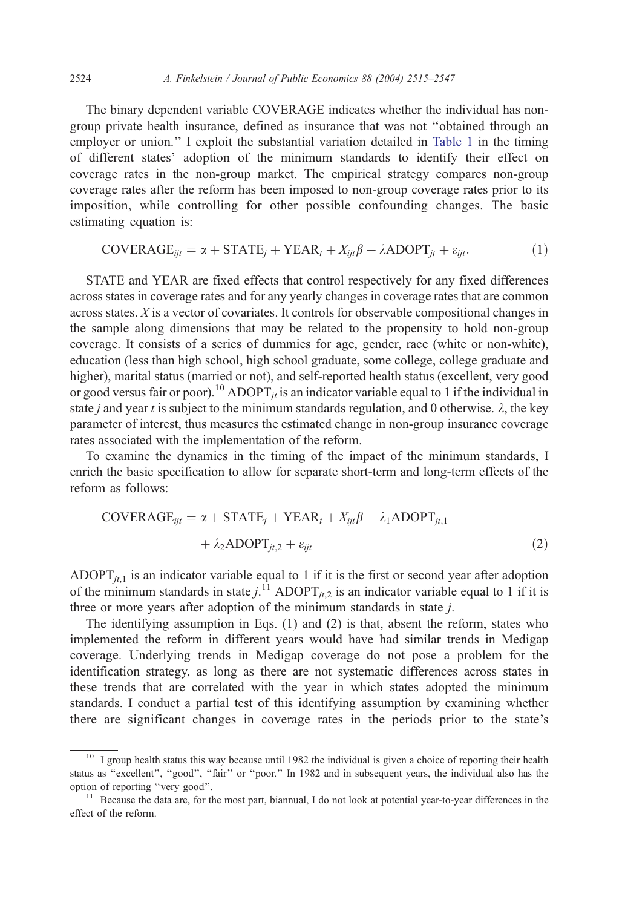The binary dependent variable COVERAGE indicates whether the individual has non-group private health insurance, defined as insurance that was not "obtained through an employer or union." I exploit the substantial variation detailed in Table 1 in the timing of different states' adoption of the minimum standards to identify their effect on coverage rates in the non-group market. The empirical strategy compares non-group coverage rates after the reform has been imposed to non-group coverage rates prior to its imposition, while controlling for other possible confounding changes. The basic estimating equation is:

$$\text{COVERAGE}_{ijt} = \alpha + \text{STATE}_j + \text{YEAR}_t + X_{ijt}\beta + \lambda\text{ADOPT}_{jt} + \varepsilon_{ijt}. \tag{1}$$

STATE and YEAR are fixed effects that control respectively for any fixed differences across states in coverage rates and for any yearly changes in coverage rates that are common across states. $X$ is a vector of covariates. It controls for observable compositional changes in the sample along dimensions that may be related to the propensity to hold non-group coverage. It consists of a series of dummies for age, gender, race (white or non-white), education (less than high school, high school graduate, some college, college graduate and higher), marital status (married or not), and self-reported health status (excellent, very good or good versus fair or poor).[10] $\text{ADOPT}_{jt}$ is an indicator variable equal to 1 if the individual in state $j$ and year $t$ is subject to the minimum standards regulation, and 0 otherwise. $\lambda$, the key parameter of interest, thus measures the estimated change in non-group insurance coverage rates associated with the implementation of the reform.

To examine the dynamics in the timing of the impact of the minimum standards, I enrich the basic specification to allow for separate short-term and long-term effects of the reform as follows:

$$\begin{aligned}\text{COVERAGE}_{ijt} = \alpha + \text{STATE}_j + \text{YEAR}_t + X_{ijt}\beta + \lambda_1\text{ADOPT}_{jt,1} \\ + \lambda_2\text{ADOPT}_{jt,2} + \varepsilon_{ijt}\end{aligned} \tag{2}$$

$\text{ADOPT}_{jt,1}$ is an indicator variable equal to 1 if it is the first or second year after adoption of the minimum standards in state $j$.[11] $\text{ADOPT}_{jt,2}$ is an indicator variable equal to 1 if it is three or more years after adoption of the minimum standards in state $j$.

The identifying assumption in Eqs. (1) and (2) is that, absent the reform, states who implemented the reform in different years would have had similar trends in Medigap coverage. Underlying trends in Medigap coverage do not pose a problem for the identification strategy, as long as there are not systematic differences across states in these trends that are correlated with the year in which states adopted the minimum standards. I conduct a partial test of this identifying assumption by examining whether there are significant changes in coverage rates in the periods prior to the state's

---

[10] I group health status this way because until 1982 the individual is given a choice of reporting their health status as "excellent", "good", "fair" or "poor." In 1982 and in subsequent years, the individual also has the option of reporting "very good".

[11] Because the data are, for the most part, biannual, I do not look at potential year-to-year differences in the effect of the reform.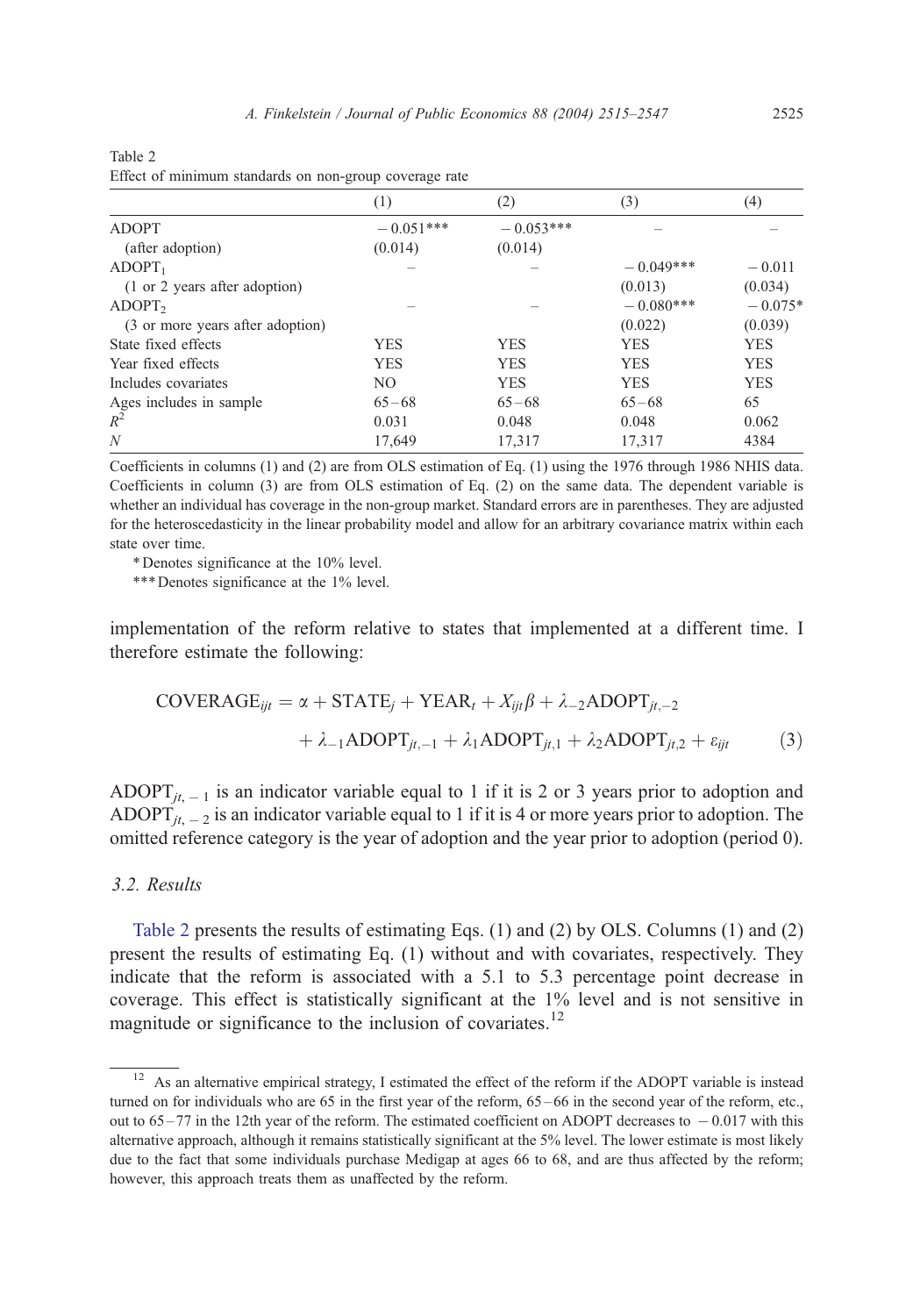Table 2
Effect of minimum standards on non-group coverage rate

| | (1) | (2) | (3) | (4) |
|---|---|---|---|---|
| ADOPT | − 0.051*** | − 0.053*** | – | – |
| (after adoption) | (0.014) | (0.014) | | |
| $ADOPT_1$ | – | – | − 0.049*** | − 0.011 |
| (1 or 2 years after adoption) | | | (0.013) | (0.034) |
| $ADOPT_2$ | – | – | − 0.080*** | − 0.075* |
| (3 or more years after adoption) | | | (0.022) | (0.039) |
| State fixed effects | YES | YES | YES | YES |
| Year fixed effects | YES | YES | YES | YES |
| Includes covariates | NO | YES | YES | YES |
| Ages includes in sample | 65–68 | 65–68 | 65–68 | 65 |
| $R^2$ | 0.031 | 0.048 | 0.048 | 0.062 |
| $N$ | 17,649 | 17,317 | 17,317 | 4384 |

Coefficients in columns (1) and (2) are from OLS estimation of Eq. (1) using the 1976 through 1986 NHIS data. Coefficients in column (3) are from OLS estimation of Eq. (2) on the same data. The dependent variable is whether an individual has coverage in the non-group market. Standard errors are in parentheses. They are adjusted for the heteroscedasticity in the linear probability model and allow for an arbitrary covariance matrix within each state over time.

\* Denotes significance at the 10% level.

\*** Denotes significance at the 1% level.

implementation of the reform relative to states that implemented at a different time. I therefore estimate the following:

$$\text{COVERAGE}_{ijt} = \alpha + \text{STATE}_j + \text{YEAR}_t + X_{ijt}\beta + \lambda_{-2}\text{ADOPT}_{jt,-2} + \lambda_{-1}\text{ADOPT}_{jt,-1} + \lambda_1\text{ADOPT}_{jt,1} + \lambda_2\text{ADOPT}_{jt,2} + \varepsilon_{ijt} \qquad (3)$$

$\text{ADOPT}_{jt,-1}$ is an indicator variable equal to 1 if it is 2 or 3 years prior to adoption and $\text{ADOPT}_{jt,-2}$ is an indicator variable equal to 1 if it is 4 or more years prior to adoption. The omitted reference category is the year of adoption and the year prior to adoption (period 0).

### 3.2. Results

Table 2 presents the results of estimating Eqs. (1) and (2) by OLS. Columns (1) and (2) present the results of estimating Eq. (1) without and with covariates, respectively. They indicate that the reform is associated with a 5.1 to 5.3 percentage point decrease in coverage. This effect is statistically significant at the 1% level and is not sensitive in magnitude or significance to the inclusion of covariates.[12]

[12] As an alternative empirical strategy, I estimated the effect of the reform if the ADOPT variable is instead turned on for individuals who are 65 in the first year of the reform, 65–66 in the second year of the reform, etc., out to 65–77 in the 12th year of the reform. The estimated coefficient on ADOPT decreases to − 0.017 with this alternative approach, although it remains statistically significant at the 5% level. The lower estimate is most likely due to the fact that some individuals purchase Medigap at ages 66 to 68, and are thus affected by the reform; however, this approach treats them as unaffected by the reform.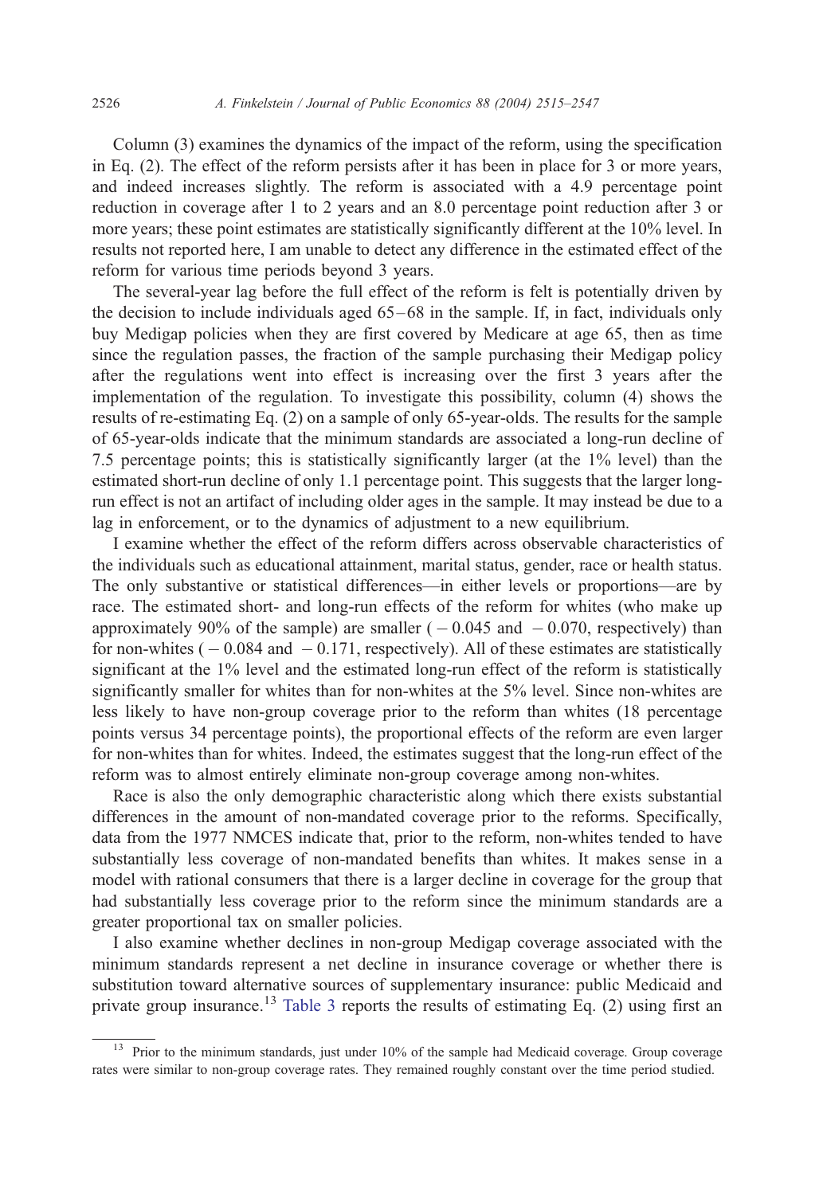Column (3) examines the dynamics of the impact of the reform, using the specification in Eq. (2). The effect of the reform persists after it has been in place for 3 or more years, and indeed increases slightly. The reform is associated with a 4.9 percentage point reduction in coverage after 1 to 2 years and an 8.0 percentage point reduction after 3 or more years; these point estimates are statistically significantly different at the 10% level. In results not reported here, I am unable to detect any difference in the estimated effect of the reform for various time periods beyond 3 years.

The several-year lag before the full effect of the reform is felt is potentially driven by the decision to include individuals aged 65–68 in the sample. If, in fact, individuals only buy Medigap policies when they are first covered by Medicare at age 65, then as time since the regulation passes, the fraction of the sample purchasing their Medigap policy after the regulations went into effect is increasing over the first 3 years after the implementation of the regulation. To investigate this possibility, column (4) shows the results of re-estimating Eq. (2) on a sample of only 65-year-olds. The results for the sample of 65-year-olds indicate that the minimum standards are associated a long-run decline of 7.5 percentage points; this is statistically significantly larger (at the 1% level) than the estimated short-run decline of only 1.1 percentage point. This suggests that the larger long-run effect is not an artifact of including older ages in the sample. It may instead be due to a lag in enforcement, or to the dynamics of adjustment to a new equilibrium.

I examine whether the effect of the reform differs across observable characteristics of the individuals such as educational attainment, marital status, gender, race or health status. The only substantive or statistical differences—in either levels or proportions—are by race. The estimated short- and long-run effects of the reform for whites (who make up approximately 90% of the sample) are smaller ($-0.045$ and $-0.070$, respectively) than for non-whites ($-0.084$ and $-0.171$, respectively). All of these estimates are statistically significant at the 1% level and the estimated long-run effect of the reform is statistically significantly smaller for whites than for non-whites at the 5% level. Since non-whites are less likely to have non-group coverage prior to the reform than whites (18 percentage points versus 34 percentage points), the proportional effects of the reform are even larger for non-whites than for whites. Indeed, the estimates suggest that the long-run effect of the reform was to almost entirely eliminate non-group coverage among non-whites.

Race is also the only demographic characteristic along which there exists substantial differences in the amount of non-mandated coverage prior to the reforms. Specifically, data from the 1977 NMCES indicate that, prior to the reform, non-whites tended to have substantially less coverage of non-mandated benefits than whites. It makes sense in a model with rational consumers that there is a larger decline in coverage for the group that had substantially less coverage prior to the reform since the minimum standards are a greater proportional tax on smaller policies.

I also examine whether declines in non-group Medigap coverage associated with the minimum standards represent a net decline in insurance coverage or whether there is substitution toward alternative sources of supplementary insurance: public Medicaid and private group insurance.[13] Table 3 reports the results of estimating Eq. (2) using first an

[13] Prior to the minimum standards, just under 10% of the sample had Medicaid coverage. Group coverage rates were similar to non-group coverage rates. They remained roughly constant over the time period studied.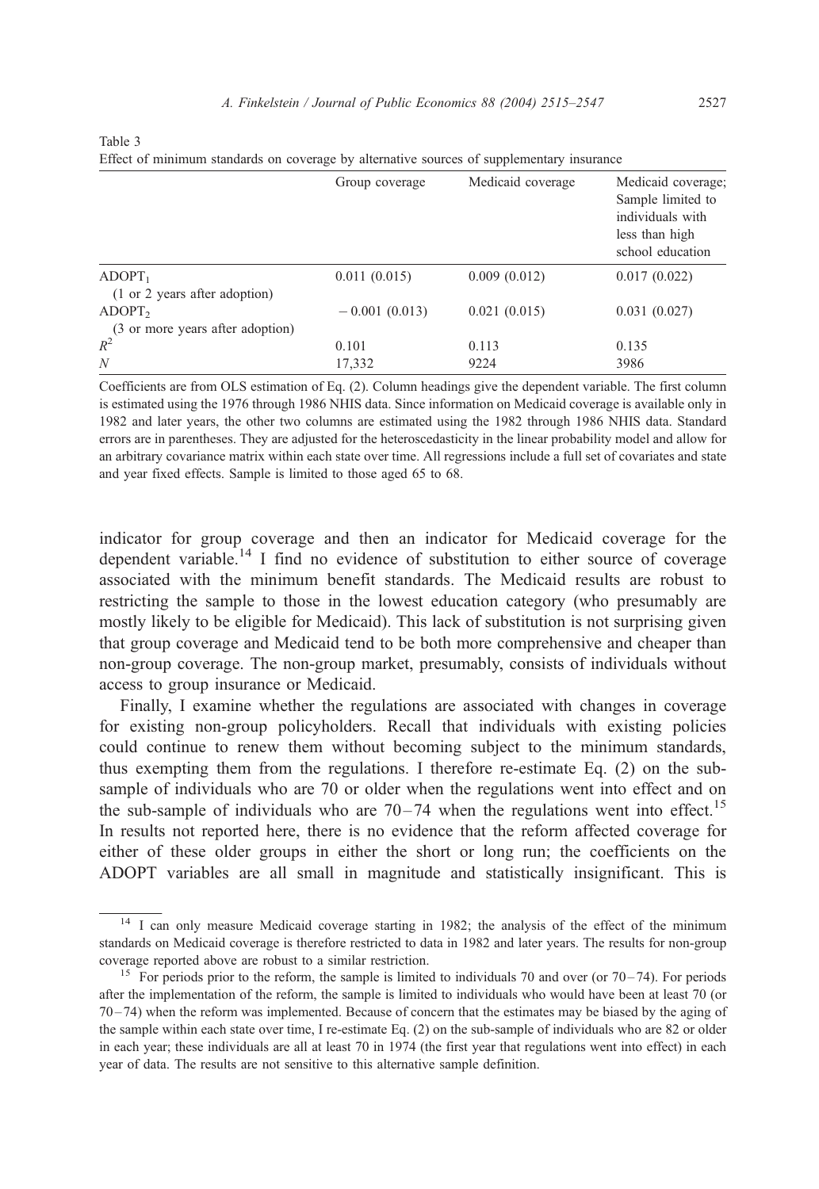Table 3

Effect of minimum standards on coverage by alternative sources of supplementary insurance

| | Group coverage | Medicaid coverage | Medicaid coverage; Sample limited to individuals with less than high school education |
|---|---|---|---|
| $ADOPT_1$ (1 or 2 years after adoption) | 0.011 (0.015) | 0.009 (0.012) | 0.017 (0.022) |
| $ADOPT_2$ (3 or more years after adoption) | − 0.001 (0.013) | 0.021 (0.015) | 0.031 (0.027) |
| $R^2$ | 0.101 | 0.113 | 0.135 |
| $N$ | 17,332 | 9224 | 3986 |

Coefficients are from OLS estimation of Eq. (2). Column headings give the dependent variable. The first column is estimated using the 1976 through 1986 NHIS data. Since information on Medicaid coverage is available only in 1982 and later years, the other two columns are estimated using the 1982 through 1986 NHIS data. Standard errors are in parentheses. They are adjusted for the heteroscedasticity in the linear probability model and allow for an arbitrary covariance matrix within each state over time. All regressions include a full set of covariates and state and year fixed effects. Sample is limited to those aged 65 to 68.

indicator for group coverage and then an indicator for Medicaid coverage for the dependent variable.[14] I find no evidence of substitution to either source of coverage associated with the minimum benefit standards. The Medicaid results are robust to restricting the sample to those in the lowest education category (who presumably are mostly likely to be eligible for Medicaid). This lack of substitution is not surprising given that group coverage and Medicaid tend to be both more comprehensive and cheaper than non-group coverage. The non-group market, presumably, consists of individuals without access to group insurance or Medicaid.

Finally, I examine whether the regulations are associated with changes in coverage for existing non-group policyholders. Recall that individuals with existing policies could continue to renew them without becoming subject to the minimum standards, thus exempting them from the regulations. I therefore re-estimate Eq. (2) on the sub-sample of individuals who are 70 or older when the regulations went into effect and on the sub-sample of individuals who are 70–74 when the regulations went into effect.[15] In results not reported here, there is no evidence that the reform affected coverage for either of these older groups in either the short or long run; the coefficients on the ADOPT variables are all small in magnitude and statistically insignificant. This is

[14] I can only measure Medicaid coverage starting in 1982; the analysis of the effect of the minimum standards on Medicaid coverage is therefore restricted to data in 1982 and later years. The results for non-group coverage reported above are robust to a similar restriction.

[15] For periods prior to the reform, the sample is limited to individuals 70 and over (or 70–74). For periods after the implementation of the reform, the sample is limited to individuals who would have been at least 70 (or 70–74) when the reform was implemented. Because of concern that the estimates may be biased by the aging of the sample within each state over time, I re-estimate Eq. (2) on the sub-sample of individuals who are 82 or older in each year; these individuals are all at least 70 in 1974 (the first year that regulations went into effect) in each year of data. The results are not sensitive to this alternative sample definition.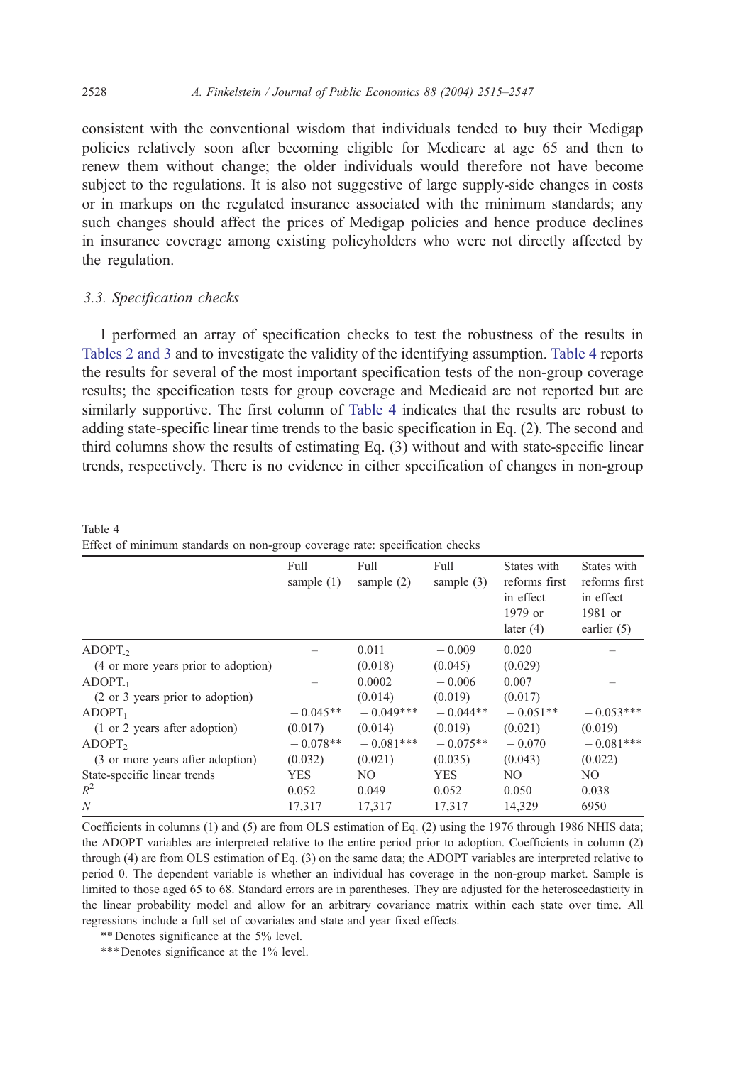consistent with the conventional wisdom that individuals tended to buy their Medigap policies relatively soon after becoming eligible for Medicare at age 65 and then to renew them without change; the older individuals would therefore not have become subject to the regulations. It is also not suggestive of large supply-side changes in costs or in markups on the regulated insurance associated with the minimum standards; any such changes should affect the prices of Medigap policies and hence produce declines in insurance coverage among existing policyholders who were not directly affected by the regulation.

### 3.3. Specification checks

I performed an array of specification checks to test the robustness of the results in Tables 2 and 3 and to investigate the validity of the identifying assumption. Table 4 reports the results for several of the most important specification tests of the non-group coverage results; the specification tests for group coverage and Medicaid are not reported but are similarly supportive. The first column of Table 4 indicates that the results are robust to adding state-specific linear time trends to the basic specification in Eq. (2). The second and third columns show the results of estimating Eq. (3) without and with state-specific linear trends, respectively. There is no evidence in either specification of changes in non-group

Table 4
Effect of minimum standards on non-group coverage rate: specification checks

| | Full sample (1) | Full sample (2) | Full sample (3) | States with reforms first in effect 1979 or later (4) | States with reforms first in effect 1981 or earlier (5) |
|---|---|---|---|---|---|
| $ADOPT_{-2}$ | – | 0.011 | −0.009 | 0.020 | – |
| (4 or more years prior to adoption) | | (0.018) | (0.045) | (0.029) | |
| $ADOPT_{-1}$ | – | 0.0002 | −0.006 | 0.007 | – |
| (2 or 3 years prior to adoption) | | (0.014) | (0.019) | (0.017) | |
| $ADOPT_{1}$ | −0.045** | −0.049*** | −0.044** | −0.051** | −0.053*** |
| (1 or 2 years after adoption) | (0.017) | (0.014) | (0.019) | (0.021) | (0.019) |
| $ADOPT_{2}$ | −0.078** | −0.081*** | −0.075** | −0.070 | −0.081*** |
| (3 or more years after adoption) | (0.032) | (0.021) | (0.035) | (0.043) | (0.022) |
| State-specific linear trends | YES | NO | YES | NO | NO |
| $R^2$ | 0.052 | 0.049 | 0.052 | 0.050 | 0.038 |
| $N$ | 17,317 | 17,317 | 17,317 | 14,329 | 6950 |

Coefficients in columns (1) and (5) are from OLS estimation of Eq. (2) using the 1976 through 1986 NHIS data; the ADOPT variables are interpreted relative to the entire period prior to adoption. Coefficients in column (2) through (4) are from OLS estimation of Eq. (3) on the same data; the ADOPT variables are interpreted relative to period 0. The dependent variable is whether an individual has coverage in the non-group market. Sample is limited to those aged 65 to 68. Standard errors are in parentheses. They are adjusted for the heteroscedasticity in the linear probability model and allow for an arbitrary covariance matrix within each state over time. All regressions include a full set of covariates and state and year fixed effects.

** Denotes significance at the 5% level.

*** Denotes significance at the 1% level.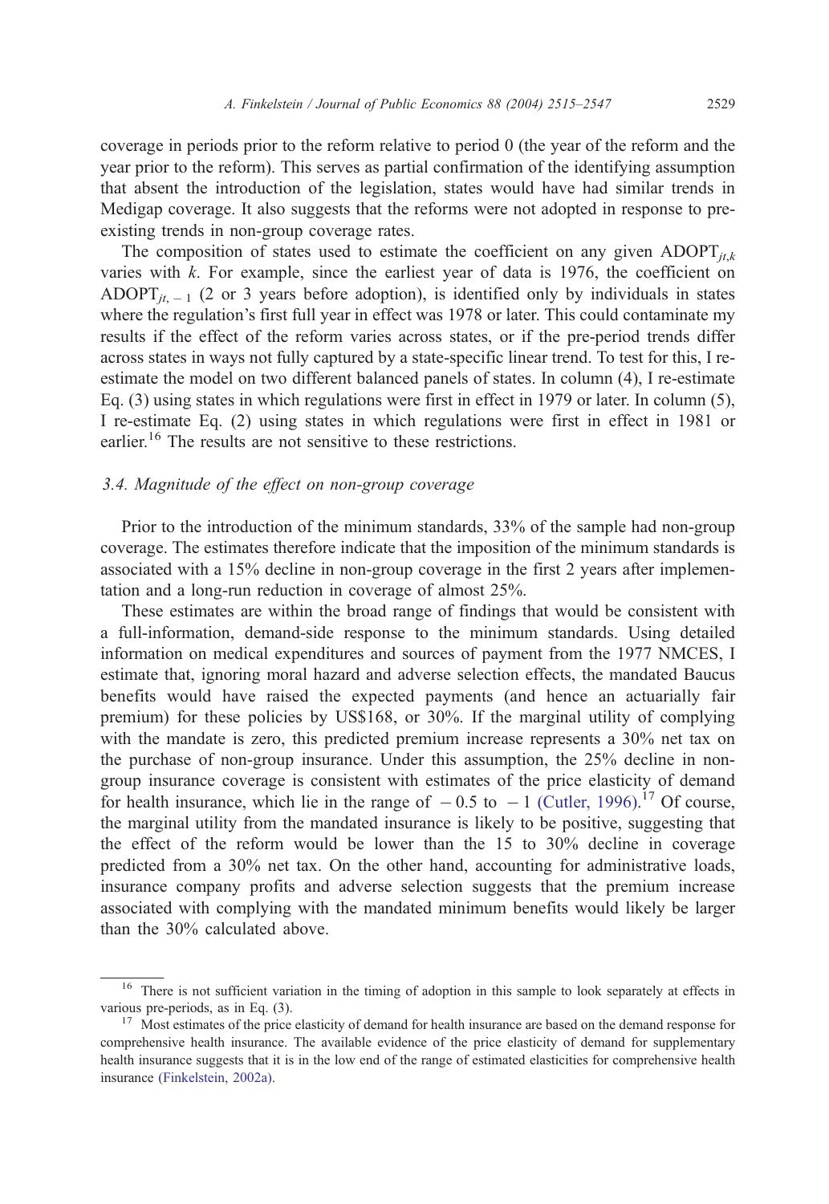coverage in periods prior to the reform relative to period 0 (the year of the reform and the year prior to the reform). This serves as partial confirmation of the identifying assumption that absent the introduction of the legislation, states would have had similar trends in Medigap coverage. It also suggests that the reforms were not adopted in response to pre-existing trends in non-group coverage rates.

The composition of states used to estimate the coefficient on any given $\text{ADOPT}_{jt,k}$ varies with $k$. For example, since the earliest year of data is 1976, the coefficient on $\text{ADOPT}_{jt,-1}$ (2 or 3 years before adoption), is identified only by individuals in states where the regulation's first full year in effect was 1978 or later. This could contaminate my results if the effect of the reform varies across states, or if the pre-period trends differ across states in ways not fully captured by a state-specific linear trend. To test for this, I re-estimate the model on two different balanced panels of states. In column (4), I re-estimate Eq. (3) using states in which regulations were first in effect in 1979 or later. In column (5), I re-estimate Eq. (2) using states in which regulations were first in effect in 1981 or earlier.[16] The results are not sensitive to these restrictions.

### 3.4. Magnitude of the effect on non-group coverage

Prior to the introduction of the minimum standards, 33% of the sample had non-group coverage. The estimates therefore indicate that the imposition of the minimum standards is associated with a 15% decline in non-group coverage in the first 2 years after implementation and a long-run reduction in coverage of almost 25%.

These estimates are within the broad range of findings that would be consistent with a full-information, demand-side response to the minimum standards. Using detailed information on medical expenditures and sources of payment from the 1977 NMCES, I estimate that, ignoring moral hazard and adverse selection effects, the mandated Baucus benefits would have raised the expected payments (and hence an actuarially fair premium) for these policies by US$168, or 30%. If the marginal utility of complying with the mandate is zero, this predicted premium increase represents a 30% net tax on the purchase of non-group insurance. Under this assumption, the 25% decline in non-group insurance coverage is consistent with estimates of the price elasticity of demand for health insurance, which lie in the range of $-0.5$ to $-1$ (Cutler, 1996).[17] Of course, the marginal utility from the mandated insurance is likely to be positive, suggesting that the effect of the reform would be lower than the 15 to 30% decline in coverage predicted from a 30% net tax. On the other hand, accounting for administrative loads, insurance company profits and adverse selection suggests that the premium increase associated with complying with the mandated minimum benefits would likely be larger than the 30% calculated above.

[16] There is not sufficient variation in the timing of adoption in this sample to look separately at effects in various pre-periods, as in Eq. (3).

[17] Most estimates of the price elasticity of demand for health insurance are based on the demand response for comprehensive health insurance. The available evidence of the price elasticity of demand for supplementary health insurance suggests that it is in the low end of the range of estimated elasticities for comprehensive health insurance (Finkelstein, 2002a).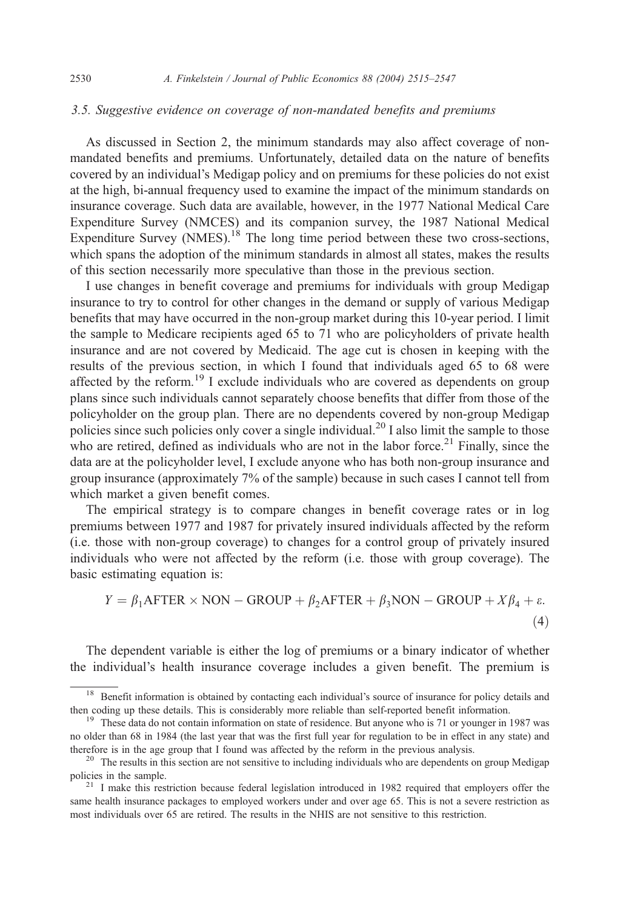### 3.5. Suggestive evidence on coverage of non-mandated benefits and premiums

As discussed in Section 2, the minimum standards may also affect coverage of non-mandated benefits and premiums. Unfortunately, detailed data on the nature of benefits covered by an individual's Medigap policy and on premiums for these policies do not exist at the high, bi-annual frequency used to examine the impact of the minimum standards on insurance coverage. Such data are available, however, in the 1977 National Medical Care Expenditure Survey (NMCES) and its companion survey, the 1987 National Medical Expenditure Survey (NMES).[18] The long time period between these two cross-sections, which spans the adoption of the minimum standards in almost all states, makes the results of this section necessarily more speculative than those in the previous section.

I use changes in benefit coverage and premiums for individuals with group Medigap insurance to try to control for other changes in the demand or supply of various Medigap benefits that may have occurred in the non-group market during this 10-year period. I limit the sample to Medicare recipients aged 65 to 71 who are policyholders of private health insurance and are not covered by Medicaid. The age cut is chosen in keeping with the results of the previous section, in which I found that individuals aged 65 to 68 were affected by the reform.[19] I exclude individuals who are covered as dependents on group plans since such individuals cannot separately choose benefits that differ from those of the policyholder on the group plan. There are no dependents covered by non-group Medigap policies since such policies only cover a single individual.[20] I also limit the sample to those who are retired, defined as individuals who are not in the labor force.[21] Finally, since the data are at the policyholder level, I exclude anyone who has both non-group insurance and group insurance (approximately 7% of the sample) because in such cases I cannot tell from which market a given benefit comes.

The empirical strategy is to compare changes in benefit coverage rates or in log premiums between 1977 and 1987 for privately insured individuals affected by the reform (i.e. those with non-group coverage) to changes for a control group of privately insured individuals who were not affected by the reform (i.e. those with group coverage). The basic estimating equation is:

$$Y = \beta_1 \mathrm{AFTER} \times \mathrm{NON-GROUP} + \beta_2 \mathrm{AFTER} + \beta_3 \mathrm{NON-GROUP} + X\beta_4 + \varepsilon. \tag{4}$$

The dependent variable is either the log of premiums or a binary indicator of whether the individual's health insurance coverage includes a given benefit. The premium is

[18] Benefit information is obtained by contacting each individual's source of insurance for policy details and then coding up these details. This is considerably more reliable than self-reported benefit information.

[19] These data do not contain information on state of residence. But anyone who is 71 or younger in 1987 was no older than 68 in 1984 (the last year that was the first full year for regulation to be in effect in any state) and therefore is in the age group that I found was affected by the reform in the previous analysis.

[20] The results in this section are not sensitive to including individuals who are dependents on group Medigap policies in the sample.

[21] I make this restriction because federal legislation introduced in 1982 required that employers offer the same health insurance packages to employed workers under and over age 65. This is not a severe restriction as most individuals over 65 are retired. The results in the NHIS are not sensitive to this restriction.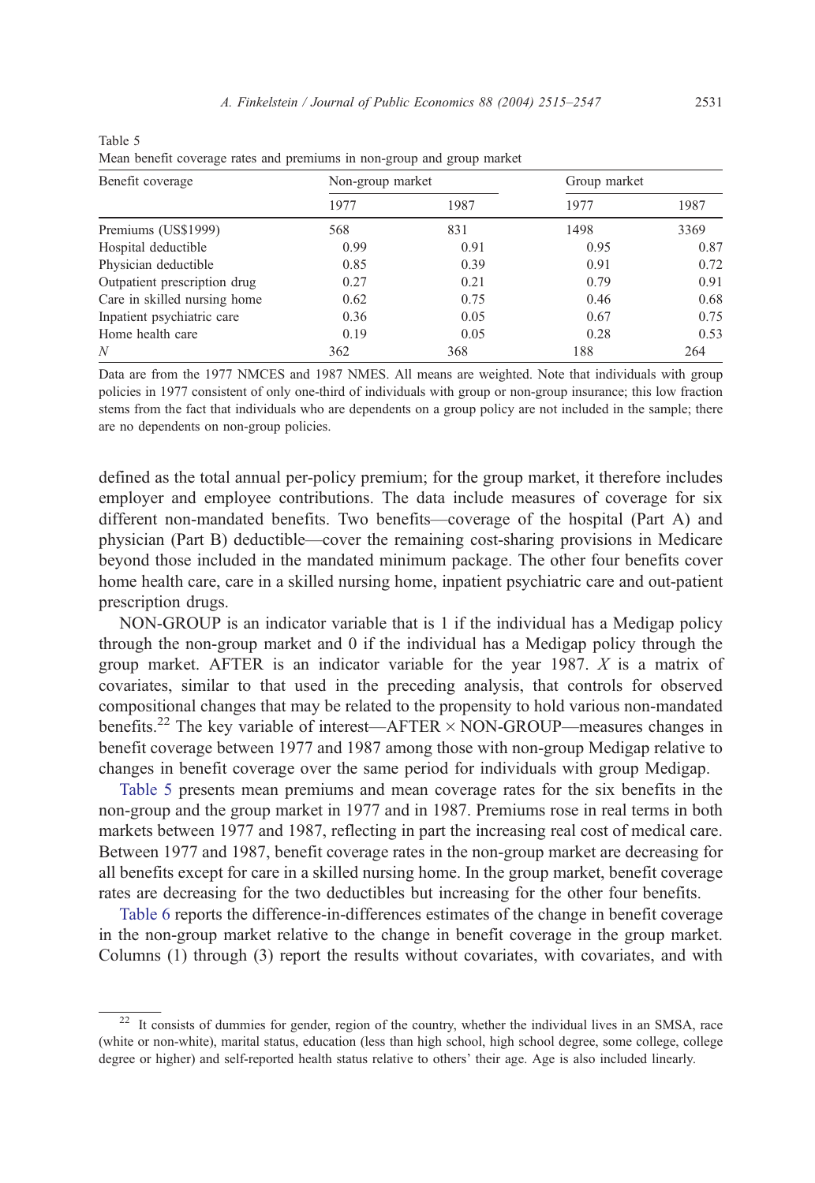Table 5
Mean benefit coverage rates and premiums in non-group and group market

| Benefit coverage | Non-group market | | Group market | |
|---|---|---|---|---|
| | 1977 | 1987 | 1977 | 1987 |
| Premiums (US$1999) | 568 | 831 | 1498 | 3369 |
| Hospital deductible | 0.99 | 0.91 | 0.95 | 0.87 |
| Physician deductible | 0.85 | 0.39 | 0.91 | 0.72 |
| Outpatient prescription drug | 0.27 | 0.21 | 0.79 | 0.91 |
| Care in skilled nursing home | 0.62 | 0.75 | 0.46 | 0.68 |
| Inpatient psychiatric care | 0.36 | 0.05 | 0.67 | 0.75 |
| Home health care | 0.19 | 0.05 | 0.28 | 0.53 |
| *N* | 362 | 368 | 188 | 264 |

Data are from the 1977 NMCES and 1987 NMES. All means are weighted. Note that individuals with group policies in 1977 consistent of only one-third of individuals with group or non-group insurance; this low fraction stems from the fact that individuals who are dependents on a group policy are not included in the sample; there are no dependents on non-group policies.

defined as the total annual per-policy premium; for the group market, it therefore includes employer and employee contributions. The data include measures of coverage for six different non-mandated benefits. Two benefits—coverage of the hospital (Part A) and physician (Part B) deductible—cover the remaining cost-sharing provisions in Medicare beyond those included in the mandated minimum package. The other four benefits cover home health care, care in a skilled nursing home, inpatient psychiatric care and out-patient prescription drugs.

NON-GROUP is an indicator variable that is 1 if the individual has a Medigap policy through the non-group market and 0 if the individual has a Medigap policy through the group market. AFTER is an indicator variable for the year 1987. $X$ is a matrix of covariates, similar to that used in the preceding analysis, that controls for observed compositional changes that may be related to the propensity to hold various non-mandated benefits.[22] The key variable of interest—AFTER $\times$ NON-GROUP—measures changes in benefit coverage between 1977 and 1987 among those with non-group Medigap relative to changes in benefit coverage over the same period for individuals with group Medigap.

Table 5 presents mean premiums and mean coverage rates for the six benefits in the non-group and the group market in 1977 and in 1987. Premiums rose in real terms in both markets between 1977 and 1987, reflecting in part the increasing real cost of medical care. Between 1977 and 1987, benefit coverage rates in the non-group market are decreasing for all benefits except for care in a skilled nursing home. In the group market, benefit coverage rates are decreasing for the two deductibles but increasing for the other four benefits.

Table 6 reports the difference-in-differences estimates of the change in benefit coverage in the non-group market relative to the change in benefit coverage in the group market. Columns (1) through (3) report the results without covariates, with covariates, and with

[22] It consists of dummies for gender, region of the country, whether the individual lives in an SMSA, race (white or non-white), marital status, education (less than high school, high school degree, some college, college degree or higher) and self-reported health status relative to others' their age. Age is also included linearly.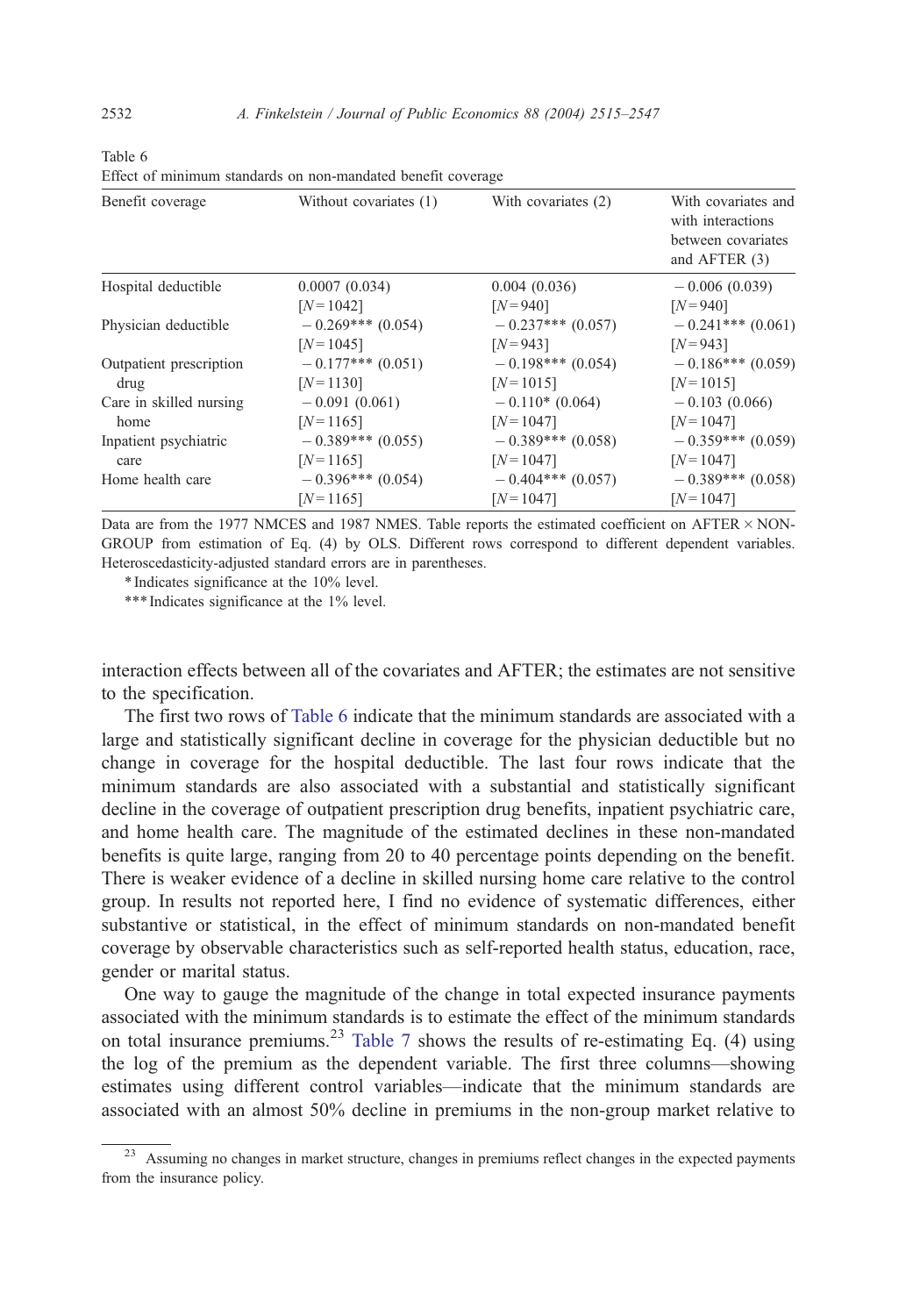Table 6
Effect of minimum standards on non-mandated benefit coverage

| Benefit coverage | Without covariates (1) | With covariates (2) | With covariates and with interactions between covariates and AFTER (3) |
|---|---|---|---|
| Hospital deductible | 0.0007 (0.034) [N=1042] | 0.004 (0.036) [N=940] | −0.006 (0.039) [N=940] |
| Physician deductible | −0.269*** (0.054) [N=1045] | −0.237*** (0.057) [N=943] | −0.241*** (0.061) [N=943] |
| Outpatient prescription drug | −0.177*** (0.051) [N=1130] | −0.198*** (0.054) [N=1015] | −0.186*** (0.059) [N=1015] |
| Care in skilled nursing home | −0.091 (0.061) [N=1165] | −0.110* (0.064) [N=1047] | −0.103 (0.066) [N=1047] |
| Inpatient psychiatric care | −0.389*** (0.055) [N=1165] | −0.389*** (0.058) [N=1047] | −0.359*** (0.059) [N=1047] |
| Home health care | −0.396*** (0.054) [N=1165] | −0.404*** (0.057) [N=1047] | −0.389*** (0.058) [N=1047] |

Data are from the 1977 NMCES and 1987 NMES. Table reports the estimated coefficient on AFTER × NON-GROUP from estimation of Eq. (4) by OLS. Different rows correspond to different dependent variables. Heteroscedasticity-adjusted standard errors are in parentheses.

\* Indicates significance at the 10% level.

\*\*\* Indicates significance at the 1% level.

interaction effects between all of the covariates and AFTER; the estimates are not sensitive to the specification.

The first two rows of Table 6 indicate that the minimum standards are associated with a large and statistically significant decline in coverage for the physician deductible but no change in coverage for the hospital deductible. The last four rows indicate that the minimum standards are also associated with a substantial and statistically significant decline in the coverage of outpatient prescription drug benefits, inpatient psychiatric care, and home health care. The magnitude of the estimated declines in these non-mandated benefits is quite large, ranging from 20 to 40 percentage points depending on the benefit. There is weaker evidence of a decline in skilled nursing home care relative to the control group. In results not reported here, I find no evidence of systematic differences, either substantive or statistical, in the effect of minimum standards on non-mandated benefit coverage by observable characteristics such as self-reported health status, education, race, gender or marital status.

One way to gauge the magnitude of the change in total expected insurance payments associated with the minimum standards is to estimate the effect of the minimum standards on total insurance premiums.[23] Table 7 shows the results of re-estimating Eq. (4) using the log of the premium as the dependent variable. The first three columns—showing estimates using different control variables—indicate that the minimum standards are associated with an almost 50% decline in premiums in the non-group market relative to

[23] Assuming no changes in market structure, changes in premiums reflect changes in the expected payments from the insurance policy.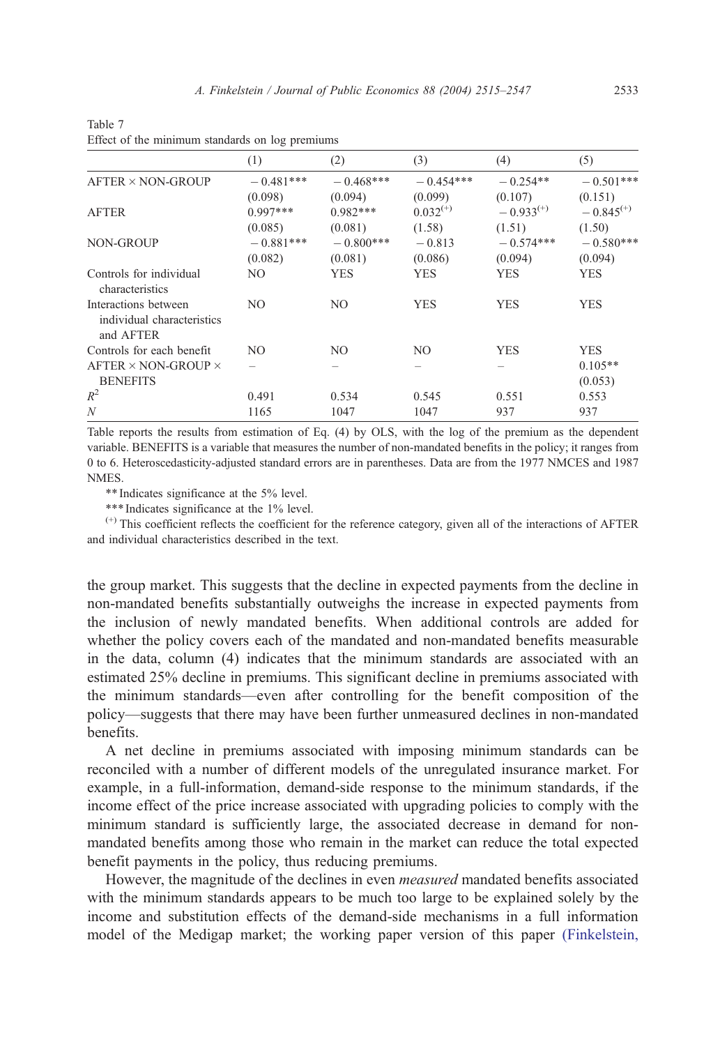Table 7
Effect of the minimum standards on log premiums

| | (1) | (2) | (3) | (4) | (5) |
|---|---|---|---|---|---|
| AFTER × NON-GROUP | −0.481*** | −0.468*** | −0.454*** | −0.254** | −0.501*** |
| | (0.098) | (0.094) | (0.099) | (0.107) | (0.151) |
| AFTER | 0.997*** | 0.982*** | 0.032^(+) | −0.933^(+) | −0.845^(+) |
| | (0.085) | (0.081) | (1.58) | (1.51) | (1.50) |
| NON-GROUP | −0.881*** | −0.800*** | −0.813 | −0.574*** | −0.580*** |
| | (0.082) | (0.081) | (0.086) | (0.094) | (0.094) |
| Controls for individual characteristics | NO | YES | YES | YES | YES |
| Interactions between individual characteristics and AFTER | NO | NO | YES | YES | YES |
| Controls for each benefit | NO | NO | NO | YES | YES |
| AFTER × NON-GROUP × BENEFITS | – | – | – | – | 0.105** |
| | | | | | (0.053) |
| $R^2$ | 0.491 | 0.534 | 0.545 | 0.551 | 0.553 |
| $N$ | 1165 | 1047 | 1047 | 937 | 937 |

Table reports the results from estimation of Eq. (4) by OLS, with the log of the premium as the dependent variable. BENEFITS is a variable that measures the number of non-mandated benefits in the policy; it ranges from 0 to 6. Heteroscedasticity-adjusted standard errors are in parentheses. Data are from the 1977 NMCES and 1987 NMES.

** Indicates significance at the 5% level.

*** Indicates significance at the 1% level.

(+) This coefficient reflects the coefficient for the reference category, given all of the interactions of AFTER and individual characteristics described in the text.

the group market. This suggests that the decline in expected payments from the decline in non-mandated benefits substantially outweighs the increase in expected payments from the inclusion of newly mandated benefits. When additional controls are added for whether the policy covers each of the mandated and non-mandated benefits measurable in the data, column (4) indicates that the minimum standards are associated with an estimated 25% decline in premiums. This significant decline in premiums associated with the minimum standards—even after controlling for the benefit composition of the policy—suggests that there may have been further unmeasured declines in non-mandated benefits.

A net decline in premiums associated with imposing minimum standards can be reconciled with a number of different models of the unregulated insurance market. For example, in a full-information, demand-side response to the minimum standards, if the income effect of the price increase associated with upgrading policies to comply with the minimum standard is sufficiently large, the associated decrease in demand for non-mandated benefits among those who remain in the market can reduce the total expected benefit payments in the policy, thus reducing premiums.

However, the magnitude of the declines in even *measured* mandated benefits associated with the minimum standards appears to be much too large to be explained solely by the income and substitution effects of the demand-side mechanisms in a full information model of the Medigap market; the working paper version of this paper (Finkelstein,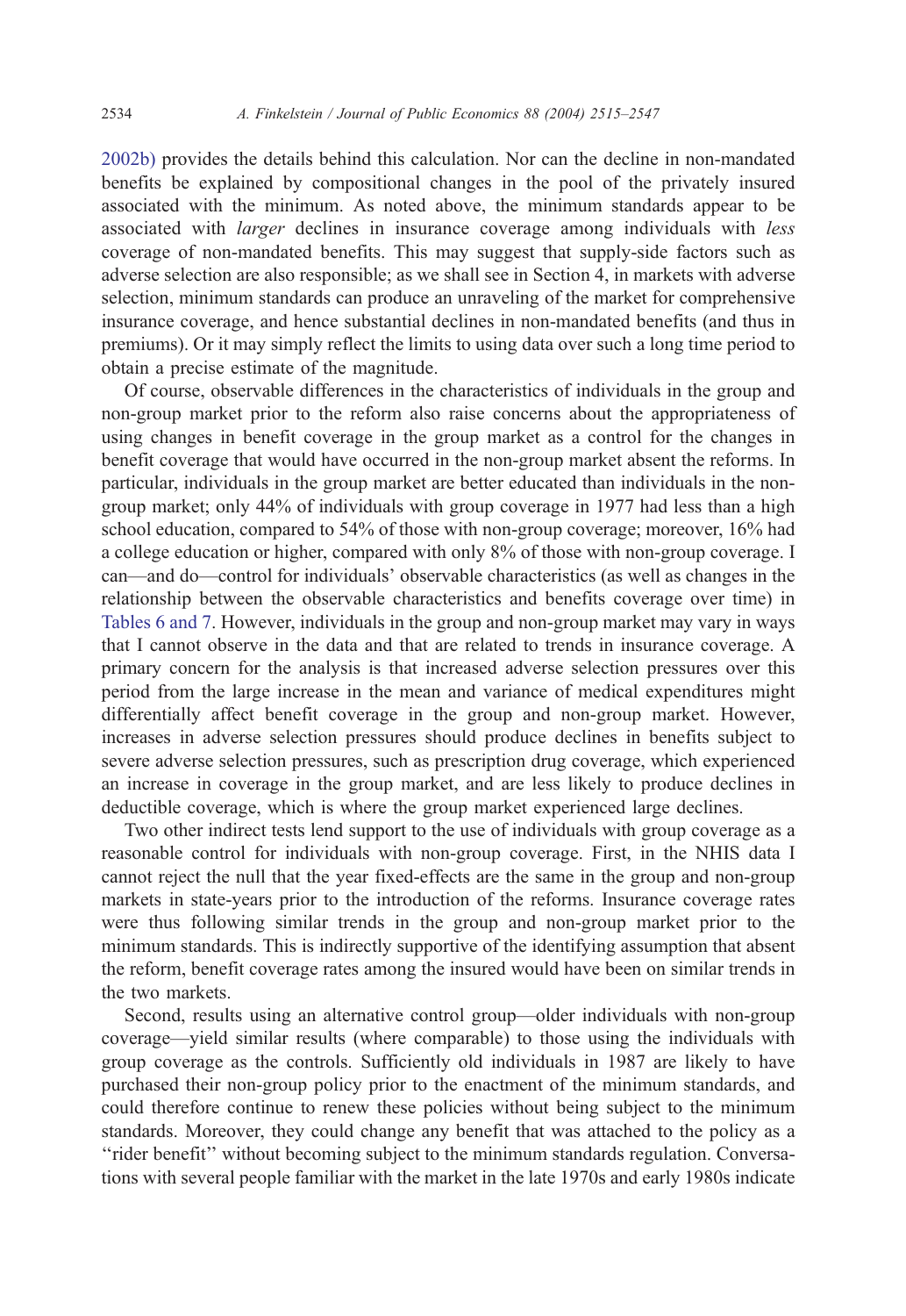2002b) provides the details behind this calculation. Nor can the decline in non-mandated benefits be explained by compositional changes in the pool of the privately insured associated with the minimum. As noted above, the minimum standards appear to be associated with *larger* declines in insurance coverage among individuals with *less* coverage of non-mandated benefits. This may suggest that supply-side factors such as adverse selection are also responsible; as we shall see in Section 4, in markets with adverse selection, minimum standards can produce an unraveling of the market for comprehensive insurance coverage, and hence substantial declines in non-mandated benefits (and thus in premiums). Or it may simply reflect the limits to using data over such a long time period to obtain a precise estimate of the magnitude.

Of course, observable differences in the characteristics of individuals in the group and non-group market prior to the reform also raise concerns about the appropriateness of using changes in benefit coverage in the group market as a control for the changes in benefit coverage that would have occurred in the non-group market absent the reforms. In particular, individuals in the group market are better educated than individuals in the non-group market; only 44% of individuals with group coverage in 1977 had less than a high school education, compared to 54% of those with non-group coverage; moreover, 16% had a college education or higher, compared with only 8% of those with non-group coverage. I can—and do—control for individuals' observable characteristics (as well as changes in the relationship between the observable characteristics and benefits coverage over time) in Tables 6 and 7. However, individuals in the group and non-group market may vary in ways that I cannot observe in the data and that are related to trends in insurance coverage. A primary concern for the analysis is that increased adverse selection pressures over this period from the large increase in the mean and variance of medical expenditures might differentially affect benefit coverage in the group and non-group market. However, increases in adverse selection pressures should produce declines in benefits subject to severe adverse selection pressures, such as prescription drug coverage, which experienced an increase in coverage in the group market, and are less likely to produce declines in deductible coverage, which is where the group market experienced large declines.

Two other indirect tests lend support to the use of individuals with group coverage as a reasonable control for individuals with non-group coverage. First, in the NHIS data I cannot reject the null that the year fixed-effects are the same in the group and non-group markets in state-years prior to the introduction of the reforms. Insurance coverage rates were thus following similar trends in the group and non-group market prior to the minimum standards. This is indirectly supportive of the identifying assumption that absent the reform, benefit coverage rates among the insured would have been on similar trends in the two markets.

Second, results using an alternative control group—older individuals with non-group coverage—yield similar results (where comparable) to those using the individuals with group coverage as the controls. Sufficiently old individuals in 1987 are likely to have purchased their non-group policy prior to the enactment of the minimum standards, and could therefore continue to renew these policies without being subject to the minimum standards. Moreover, they could change any benefit that was attached to the policy as a "rider benefit" without becoming subject to the minimum standards regulation. Conversations with several people familiar with the market in the late 1970s and early 1980s indicate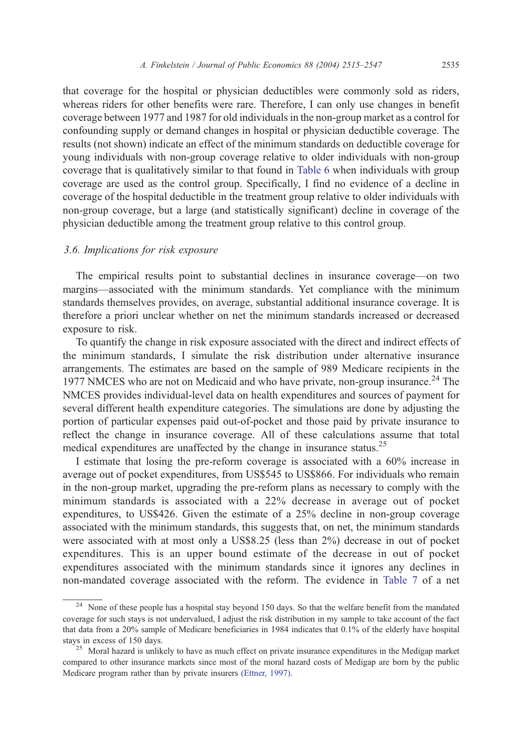that coverage for the hospital or physician deductibles were commonly sold as riders, whereas riders for other benefits were rare. Therefore, I can only use changes in benefit coverage between 1977 and 1987 for old individuals in the non-group market as a control for confounding supply or demand changes in hospital or physician deductible coverage. The results (not shown) indicate an effect of the minimum standards on deductible coverage for young individuals with non-group coverage relative to older individuals with non-group coverage that is qualitatively similar to that found in Table 6 when individuals with group coverage are used as the control group. Specifically, I find no evidence of a decline in coverage of the hospital deductible in the treatment group relative to older individuals with non-group coverage, but a large (and statistically significant) decline in coverage of the physician deductible among the treatment group relative to this control group.

### *3.6. Implications for risk exposure*

The empirical results point to substantial declines in insurance coverage—on two margins—associated with the minimum standards. Yet compliance with the minimum standards themselves provides, on average, substantial additional insurance coverage. It is therefore a priori unclear whether on net the minimum standards increased or decreased exposure to risk.

To quantify the change in risk exposure associated with the direct and indirect effects of the minimum standards, I simulate the risk distribution under alternative insurance arrangements. The estimates are based on the sample of 989 Medicare recipients in the 1977 NMCES who are not on Medicaid and who have private, non-group insurance.[24] The NMCES provides individual-level data on health expenditures and sources of payment for several different health expenditure categories. The simulations are done by adjusting the portion of particular expenses paid out-of-pocket and those paid by private insurance to reflect the change in insurance coverage. All of these calculations assume that total medical expenditures are unaffected by the change in insurance status.[25]

I estimate that losing the pre-reform coverage is associated with a 60% increase in average out of pocket expenditures, from US$545 to US$866. For individuals who remain in the non-group market, upgrading the pre-reform plans as necessary to comply with the minimum standards is associated with a 22% decrease in average out of pocket expenditures, to US$426. Given the estimate of a 25% decline in non-group coverage associated with the minimum standards, this suggests that, on net, the minimum standards were associated with at most only a US$8.25 (less than 2%) decrease in out of pocket expenditures. This is an upper bound estimate of the decrease in out of pocket expenditures associated with the minimum standards since it ignores any declines in non-mandated coverage associated with the reform. The evidence in Table 7 of a net

---

[24] None of these people has a hospital stay beyond 150 days. So that the welfare benefit from the mandated coverage for such stays is not undervalued, I adjust the risk distribution in my sample to take account of the fact that data from a 20% sample of Medicare beneficiaries in 1984 indicates that 0.1% of the elderly have hospital stays in excess of 150 days.

[25] Moral hazard is unlikely to have as much effect on private insurance expenditures in the Medigap market compared to other insurance markets since most of the moral hazard costs of Medigap are born by the public Medicare program rather than by private insurers (Ettner, 1997).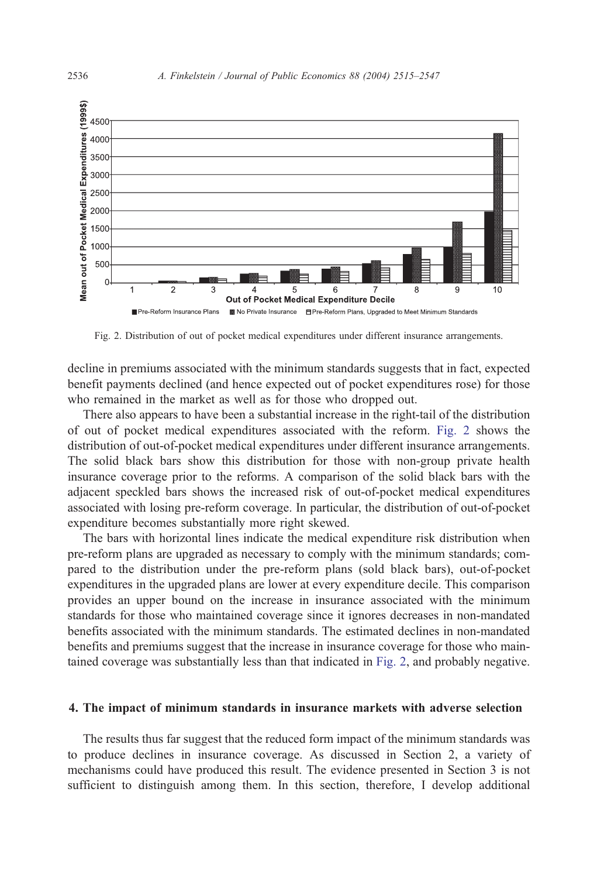Fig. 2. Distribution of out of pocket medical expenditures under different insurance arrangements.

decline in premiums associated with the minimum standards suggests that in fact, expected benefit payments declined (and hence expected out of pocket expenditures rose) for those who remained in the market as well as for those who dropped out.

There also appears to have been a substantial increase in the right-tail of the distribution of out of pocket medical expenditures associated with the reform. Fig. 2 shows the distribution of out-of-pocket medical expenditures under different insurance arrangements. The solid black bars show this distribution for those with non-group private health insurance coverage prior to the reforms. A comparison of the solid black bars with the adjacent speckled bars shows the increased risk of out-of-pocket medical expenditures associated with losing pre-reform coverage. In particular, the distribution of out-of-pocket expenditure becomes substantially more right skewed.

The bars with horizontal lines indicate the medical expenditure risk distribution when pre-reform plans are upgraded as necessary to comply with the minimum standards; compared to the distribution under the pre-reform plans (sold black bars), out-of-pocket expenditures in the upgraded plans are lower at every expenditure decile. This comparison provides an upper bound on the increase in insurance associated with the minimum standards for those who maintained coverage since it ignores decreases in non-mandated benefits associated with the minimum standards. The estimated declines in non-mandated benefits and premiums suggest that the increase in insurance coverage for those who maintained coverage was substantially less than that indicated in Fig. 2, and probably negative.

## 4. The impact of minimum standards in insurance markets with adverse selection

The results thus far suggest that the reduced form impact of the minimum standards was to produce declines in insurance coverage. As discussed in Section 2, a variety of mechanisms could have produced this result. The evidence presented in Section 3 is not sufficient to distinguish among them. In this section, therefore, I develop additional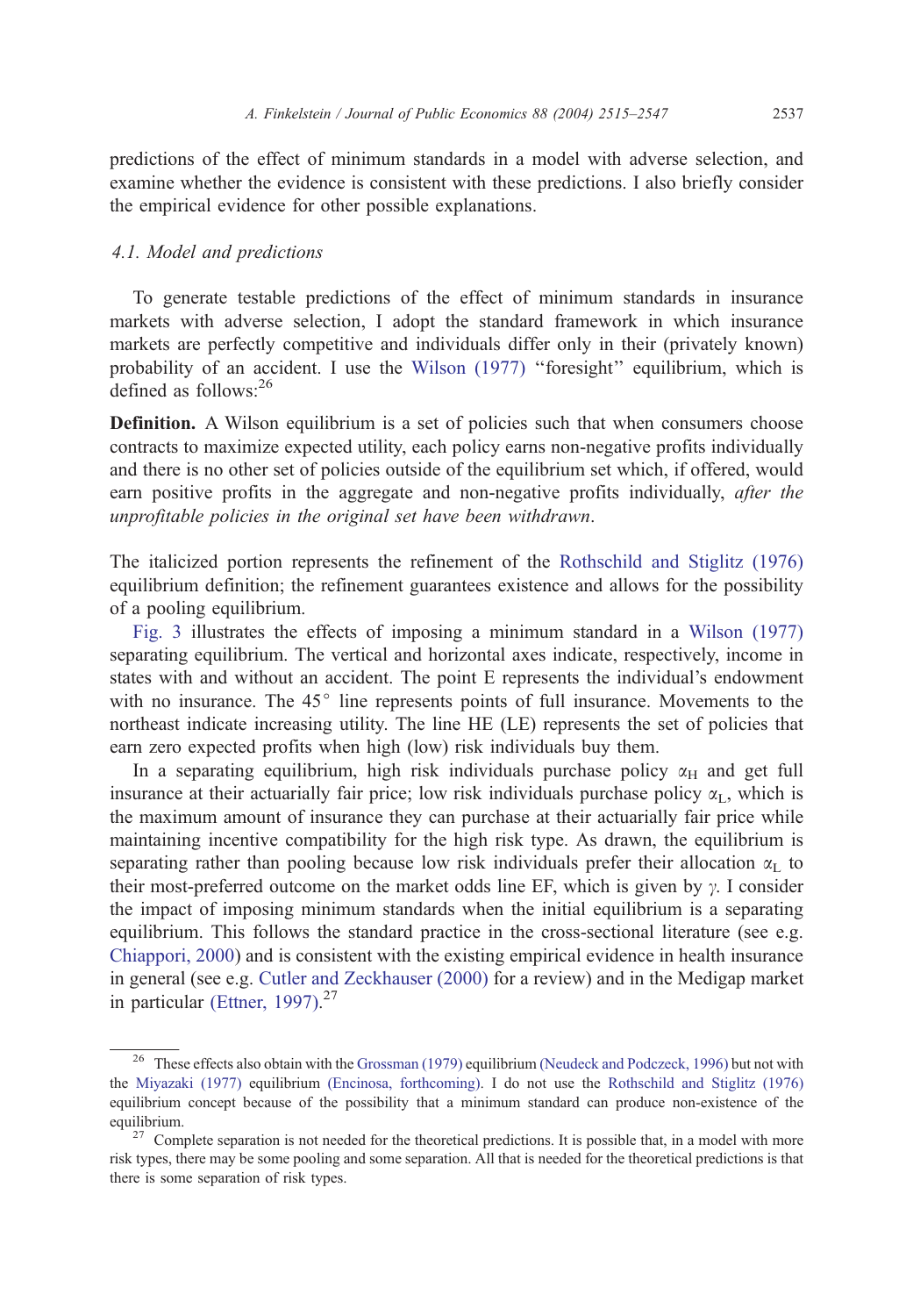predictions of the effect of minimum standards in a model with adverse selection, and examine whether the evidence is consistent with these predictions. I also briefly consider the empirical evidence for other possible explanations.

### 4.1. Model and predictions

To generate testable predictions of the effect of minimum standards in insurance markets with adverse selection, I adopt the standard framework in which insurance markets are perfectly competitive and individuals differ only in their (privately known) probability of an accident. I use the Wilson (1977) "foresight" equilibrium, which is defined as follows:[26]

**Definition.** A Wilson equilibrium is a set of policies such that when consumers choose contracts to maximize expected utility, each policy earns non-negative profits individually and there is no other set of policies outside of the equilibrium set which, if offered, would earn positive profits in the aggregate and non-negative profits individually, *after the unprofitable policies in the original set have been withdrawn*.

The italicized portion represents the refinement of the Rothschild and Stiglitz (1976) equilibrium definition; the refinement guarantees existence and allows for the possibility of a pooling equilibrium.

Fig. 3 illustrates the effects of imposing a minimum standard in a Wilson (1977) separating equilibrium. The vertical and horizontal axes indicate, respectively, income in states with and without an accident. The point E represents the individual's endowment with no insurance. The 45° line represents points of full insurance. Movements to the northeast indicate increasing utility. The line HE (LE) represents the set of policies that earn zero expected profits when high (low) risk individuals buy them.

In a separating equilibrium, high risk individuals purchase policy $\alpha_H$ and get full insurance at their actuarially fair price; low risk individuals purchase policy $\alpha_L$, which is the maximum amount of insurance they can purchase at their actuarially fair price while maintaining incentive compatibility for the high risk type. As drawn, the equilibrium is separating rather than pooling because low risk individuals prefer their allocation $\alpha_L$ to their most-preferred outcome on the market odds line EF, which is given by $\gamma$. I consider the impact of imposing minimum standards when the initial equilibrium is a separating equilibrium. This follows the standard practice in the cross-sectional literature (see e.g. Chiappori, 2000) and is consistent with the existing empirical evidence in health insurance in general (see e.g. Cutler and Zeckhauser (2000) for a review) and in the Medigap market in particular (Ettner, 1997).[27]

---

[26] These effects also obtain with the Grossman (1979) equilibrium (Neudeck and Podczeck, 1996) but not with the Miyazaki (1977) equilibrium (Encinosa, forthcoming). I do not use the Rothschild and Stiglitz (1976) equilibrium concept because of the possibility that a minimum standard can produce non-existence of the equilibrium.

[27] Complete separation is not needed for the theoretical predictions. It is possible that, in a model with more risk types, there may be some pooling and some separation. All that is needed for the theoretical predictions is that there is some separation of risk types.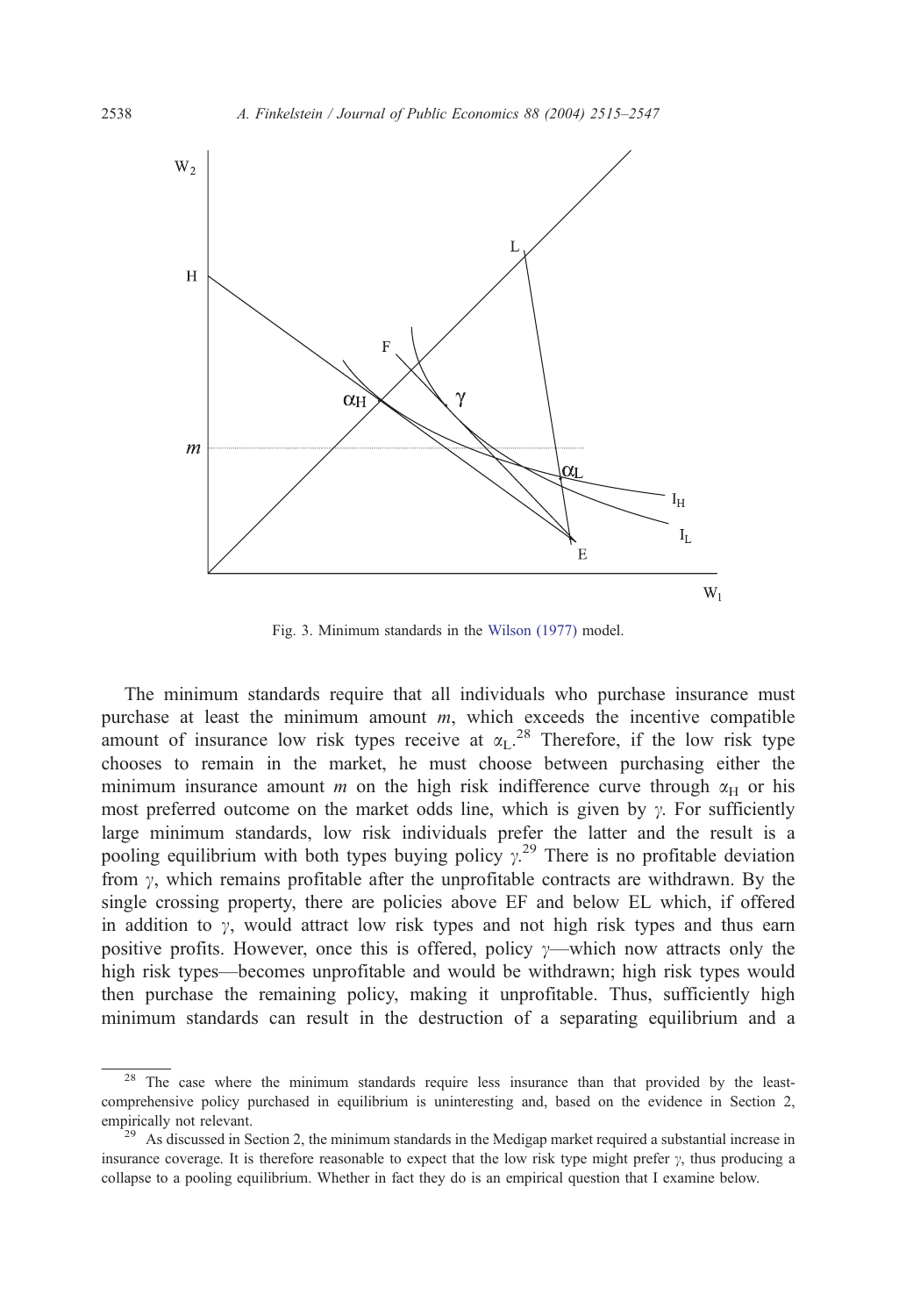Fig. 3. Minimum standards in the Wilson (1977) model.

The minimum standards require that all individuals who purchase insurance must purchase at least the minimum amount $m$, which exceeds the incentive compatible amount of insurance low risk types receive at $\alpha_L$.[28] Therefore, if the low risk type chooses to remain in the market, he must choose between purchasing either the minimum insurance amount $m$ on the high risk indifference curve through $\alpha_H$ or his most preferred outcome on the market odds line, which is given by $\gamma$. For sufficiently large minimum standards, low risk individuals prefer the latter and the result is a pooling equilibrium with both types buying policy $\gamma$.[29] There is no profitable deviation from $\gamma$, which remains profitable after the unprofitable contracts are withdrawn. By the single crossing property, there are policies above EF and below EL which, if offered in addition to $\gamma$, would attract low risk types and not high risk types and thus earn positive profits. However, once this is offered, policy $\gamma$—which now attracts only the high risk types—becomes unprofitable and would be withdrawn; high risk types would then purchase the remaining policy, making it unprofitable. Thus, sufficiently high minimum standards can result in the destruction of a separating equilibrium and a

[28] The case where the minimum standards require less insurance than that provided by the least-comprehensive policy purchased in equilibrium is uninteresting and, based on the evidence in Section 2, empirically not relevant.

[29] As discussed in Section 2, the minimum standards in the Medigap market required a substantial increase in insurance coverage. It is therefore reasonable to expect that the low risk type might prefer $\gamma$, thus producing a collapse to a pooling equilibrium. Whether in fact they do is an empirical question that I examine below.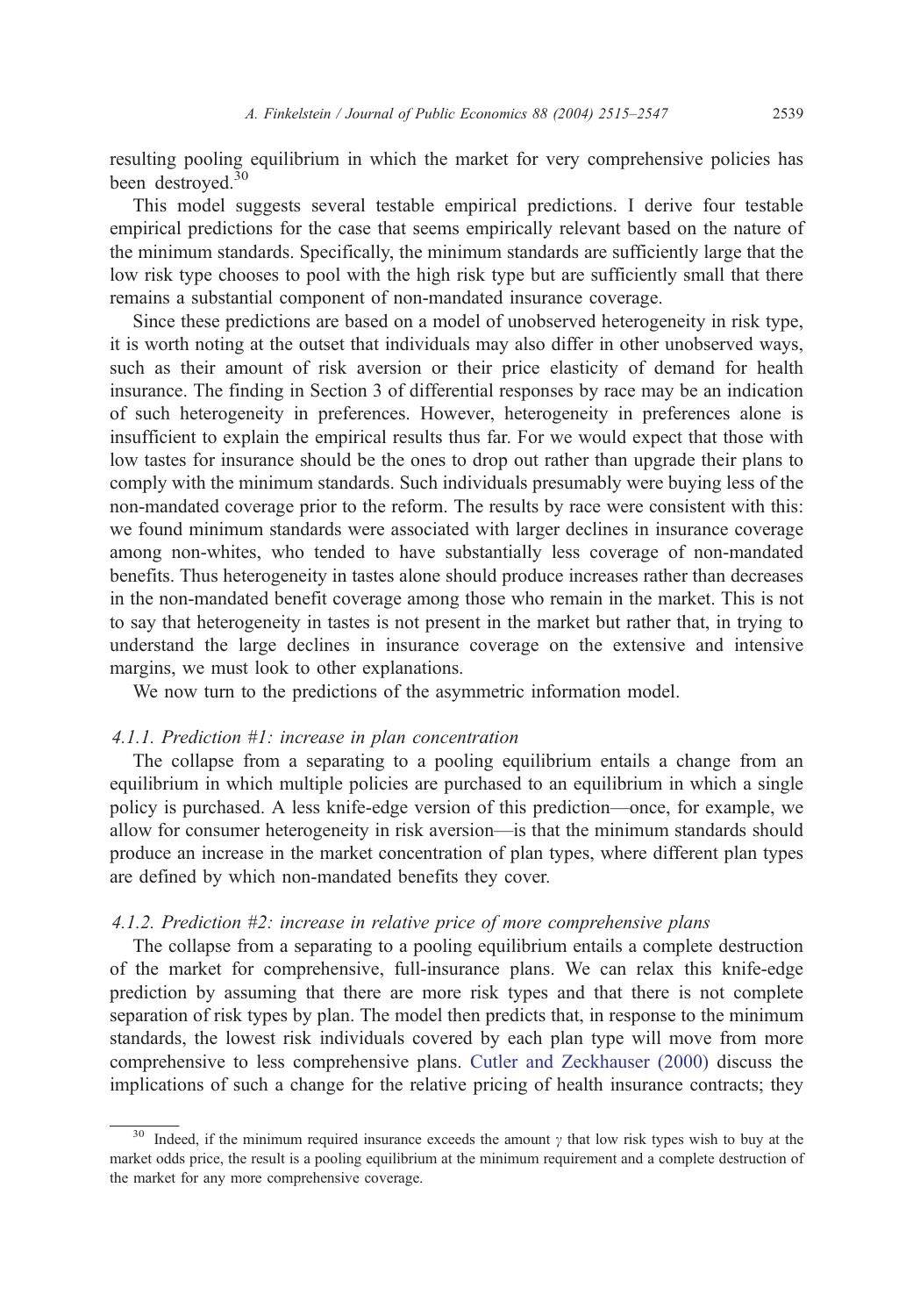resulting pooling equilibrium in which the market for very comprehensive policies has been destroyed.[30]

This model suggests several testable empirical predictions. I derive four testable empirical predictions for the case that seems empirically relevant based on the nature of the minimum standards. Specifically, the minimum standards are sufficiently large that the low risk type chooses to pool with the high risk type but are sufficiently small that there remains a substantial component of non-mandated insurance coverage.

Since these predictions are based on a model of unobserved heterogeneity in risk type, it is worth noting at the outset that individuals may also differ in other unobserved ways, such as their amount of risk aversion or their price elasticity of demand for health insurance. The finding in Section 3 of differential responses by race may be an indication of such heterogeneity in preferences. However, heterogeneity in preferences alone is insufficient to explain the empirical results thus far. For we would expect that those with low tastes for insurance should be the ones to drop out rather than upgrade their plans to comply with the minimum standards. Such individuals presumably were buying less of the non-mandated coverage prior to the reform. The results by race were consistent with this: we found minimum standards were associated with larger declines in insurance coverage among non-whites, who tended to have substantially less coverage of non-mandated benefits. Thus heterogeneity in tastes alone should produce increases rather than decreases in the non-mandated benefit coverage among those who remain in the market. This is not to say that heterogeneity in tastes is not present in the market but rather that, in trying to understand the large declines in insurance coverage on the extensive and intensive margins, we must look to other explanations.

We now turn to the predictions of the asymmetric information model.

#### 4.1.1. Prediction #1: increase in plan concentration

The collapse from a separating to a pooling equilibrium entails a change from an equilibrium in which multiple policies are purchased to an equilibrium in which a single policy is purchased. A less knife-edge version of this prediction—once, for example, we allow for consumer heterogeneity in risk aversion—is that the minimum standards should produce an increase in the market concentration of plan types, where different plan types are defined by which non-mandated benefits they cover.

#### 4.1.2. Prediction #2: increase in relative price of more comprehensive plans

The collapse from a separating to a pooling equilibrium entails a complete destruction of the market for comprehensive, full-insurance plans. We can relax this knife-edge prediction by assuming that there are more risk types and that there is not complete separation of risk types by plan. The model then predicts that, in response to the minimum standards, the lowest risk individuals covered by each plan type will move from more comprehensive to less comprehensive plans. Cutler and Zeckhauser (2000) discuss the implications of such a change for the relative pricing of health insurance contracts; they

[30] Indeed, if the minimum required insurance exceeds the amount $\gamma$ that low risk types wish to buy at the market odds price, the result is a pooling equilibrium at the minimum requirement and a complete destruction of the market for any more comprehensive coverage.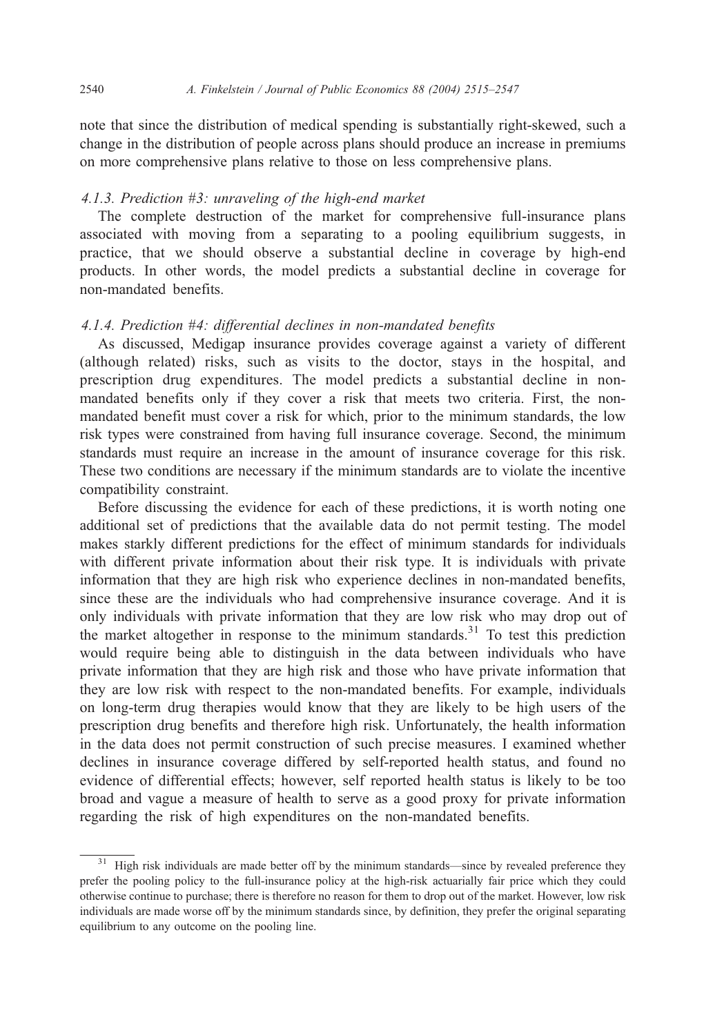note that since the distribution of medical spending is substantially right-skewed, such a change in the distribution of people across plans should produce an increase in premiums on more comprehensive plans relative to those on less comprehensive plans.

#### *4.1.3. Prediction #3: unraveling of the high-end market*

The complete destruction of the market for comprehensive full-insurance plans associated with moving from a separating to a pooling equilibrium suggests, in practice, that we should observe a substantial decline in coverage by high-end products. In other words, the model predicts a substantial decline in coverage for non-mandated benefits.

#### *4.1.4. Prediction #4: differential declines in non-mandated benefits*

As discussed, Medigap insurance provides coverage against a variety of different (although related) risks, such as visits to the doctor, stays in the hospital, and prescription drug expenditures. The model predicts a substantial decline in non-mandated benefits only if they cover a risk that meets two criteria. First, the non-mandated benefit must cover a risk for which, prior to the minimum standards, the low risk types were constrained from having full insurance coverage. Second, the minimum standards must require an increase in the amount of insurance coverage for this risk. These two conditions are necessary if the minimum standards are to violate the incentive compatibility constraint.

Before discussing the evidence for each of these predictions, it is worth noting one additional set of predictions that the available data do not permit testing. The model makes starkly different predictions for the effect of minimum standards for individuals with different private information about their risk type. It is individuals with private information that they are high risk who experience declines in non-mandated benefits, since these are the individuals who had comprehensive insurance coverage. And it is only individuals with private information that they are low risk who may drop out of the market altogether in response to the minimum standards.[31] To test this prediction would require being able to distinguish in the data between individuals who have private information that they are high risk and those who have private information that they are low risk with respect to the non-mandated benefits. For example, individuals on long-term drug therapies would know that they are likely to be high users of the prescription drug benefits and therefore high risk. Unfortunately, the health information in the data does not permit construction of such precise measures. I examined whether declines in insurance coverage differed by self-reported health status, and found no evidence of differential effects; however, self reported health status is likely to be too broad and vague a measure of health to serve as a good proxy for private information regarding the risk of high expenditures on the non-mandated benefits.

[31] High risk individuals are made better off by the minimum standards—since by revealed preference they prefer the pooling policy to the full-insurance policy at the high-risk actuarially fair price which they could otherwise continue to purchase; there is therefore no reason for them to drop out of the market. However, low risk individuals are made worse off by the minimum standards since, by definition, they prefer the original separating equilibrium to any outcome on the pooling line.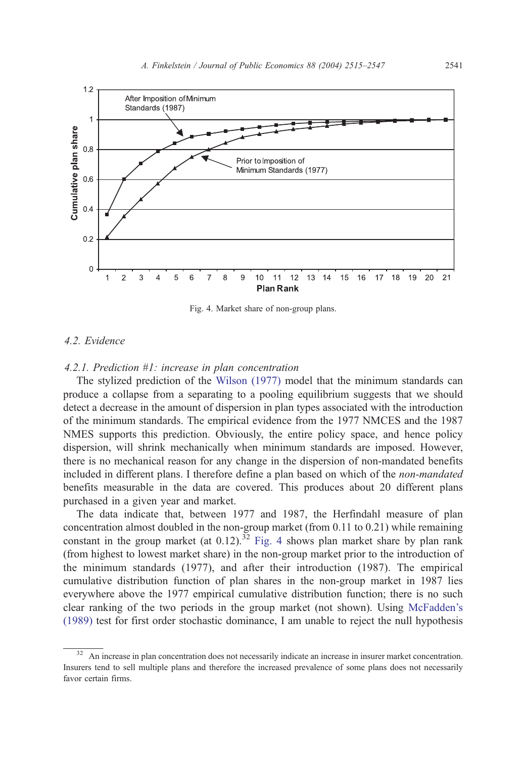Fig. 4. Market share of non-group plans.

### 4.2. Evidence

#### 4.2.1. Prediction #1: increase in plan concentration

The stylized prediction of the Wilson (1977) model that the minimum standards can produce a collapse from a separating to a pooling equilibrium suggests that we should detect a decrease in the amount of dispersion in plan types associated with the introduction of the minimum standards. The empirical evidence from the 1977 NMCES and the 1987 NMES supports this prediction. Obviously, the entire policy space, and hence policy dispersion, will shrink mechanically when minimum standards are imposed. However, there is no mechanical reason for any change in the dispersion of non-mandated benefits included in different plans. I therefore define a plan based on which of the *non-mandated* benefits measurable in the data are covered. This produces about 20 different plans purchased in a given year and market.

The data indicate that, between 1977 and 1987, the Herfindahl measure of plan concentration almost doubled in the non-group market (from 0.11 to 0.21) while remaining constant in the group market (at 0.12).[32] Fig. 4 shows plan market share by plan rank (from highest to lowest market share) in the non-group market prior to the introduction of the minimum standards (1977), and after their introduction (1987). The empirical cumulative distribution function of plan shares in the non-group market in 1987 lies everywhere above the 1977 empirical cumulative distribution function; there is no such clear ranking of the two periods in the group market (not shown). Using McFadden's (1989) test for first order stochastic dominance, I am unable to reject the null hypothesis

[32] An increase in plan concentration does not necessarily indicate an increase in insurer market concentration. Insurers tend to sell multiple plans and therefore the increased prevalence of some plans does not necessarily favor certain firms.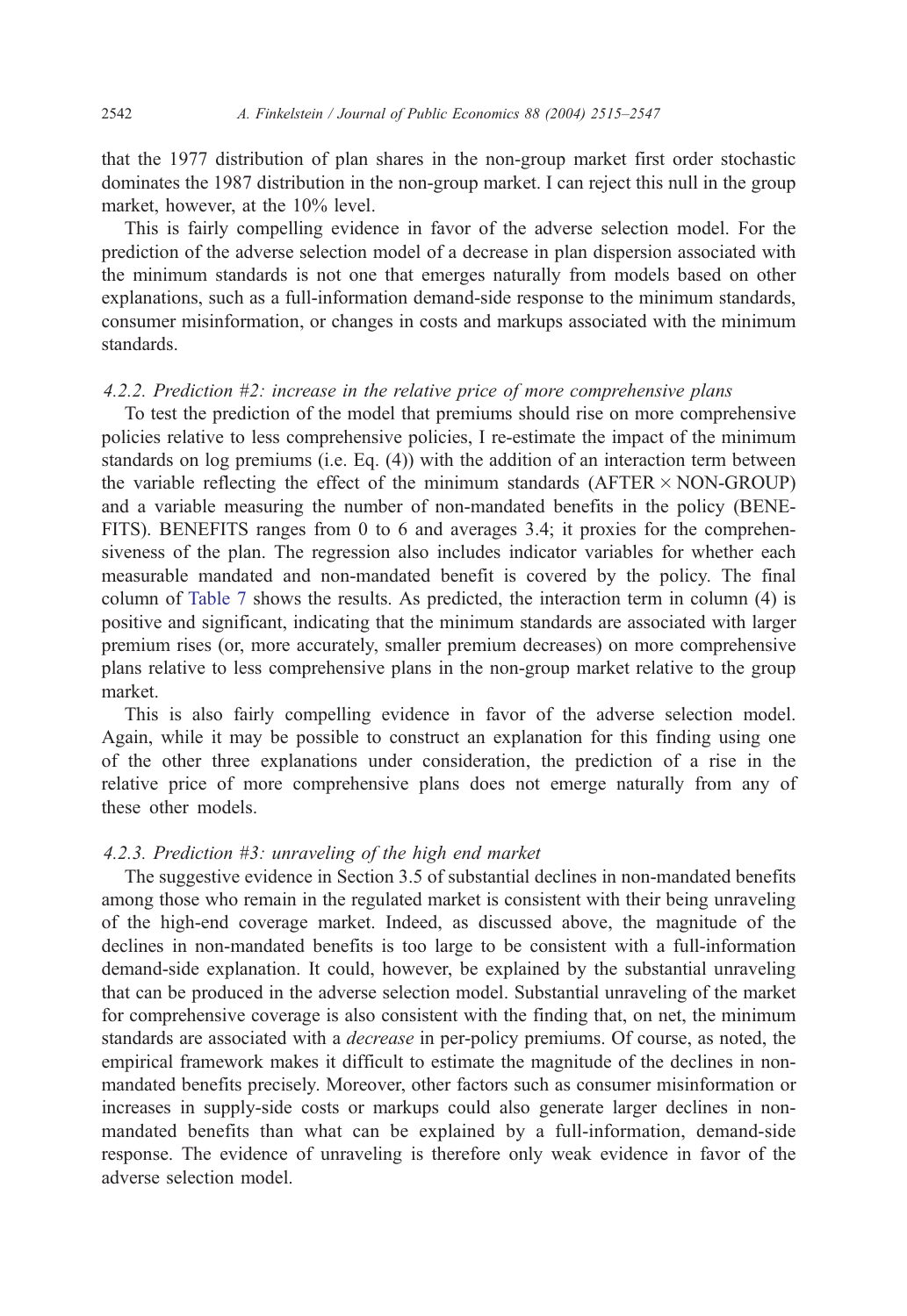that the 1977 distribution of plan shares in the non-group market first order stochastic dominates the 1987 distribution in the non-group market. I can reject this null in the group market, however, at the 10% level.

This is fairly compelling evidence in favor of the adverse selection model. For the prediction of the adverse selection model of a decrease in plan dispersion associated with the minimum standards is not one that emerges naturally from models based on other explanations, such as a full-information demand-side response to the minimum standards, consumer misinformation, or changes in costs and markups associated with the minimum standards.

#### *4.2.2. Prediction #2: increase in the relative price of more comprehensive plans*

To test the prediction of the model that premiums should rise on more comprehensive policies relative to less comprehensive policies, I re-estimate the impact of the minimum standards on log premiums (i.e. Eq. (4)) with the addition of an interaction term between the variable reflecting the effect of the minimum standards (AFTER $\times$ NON-GROUP) and a variable measuring the number of non-mandated benefits in the policy (BENEFITS). BENEFITS ranges from 0 to 6 and averages 3.4; it proxies for the comprehensiveness of the plan. The regression also includes indicator variables for whether each measurable mandated and non-mandated benefit is covered by the policy. The final column of Table 7 shows the results. As predicted, the interaction term in column (4) is positive and significant, indicating that the minimum standards are associated with larger premium rises (or, more accurately, smaller premium decreases) on more comprehensive plans relative to less comprehensive plans in the non-group market relative to the group market.

This is also fairly compelling evidence in favor of the adverse selection model. Again, while it may be possible to construct an explanation for this finding using one of the other three explanations under consideration, the prediction of a rise in the relative price of more comprehensive plans does not emerge naturally from any of these other models.

#### *4.2.3. Prediction #3: unraveling of the high end market*

The suggestive evidence in Section 3.5 of substantial declines in non-mandated benefits among those who remain in the regulated market is consistent with their being unraveling of the high-end coverage market. Indeed, as discussed above, the magnitude of the declines in non-mandated benefits is too large to be consistent with a full-information demand-side explanation. It could, however, be explained by the substantial unraveling that can be produced in the adverse selection model. Substantial unraveling of the market for comprehensive coverage is also consistent with the finding that, on net, the minimum standards are associated with a *decrease* in per-policy premiums. Of course, as noted, the empirical framework makes it difficult to estimate the magnitude of the declines in non-mandated benefits precisely. Moreover, other factors such as consumer misinformation or increases in supply-side costs or markups could also generate larger declines in non-mandated benefits than what can be explained by a full-information, demand-side response. The evidence of unraveling is therefore only weak evidence in favor of the adverse selection model.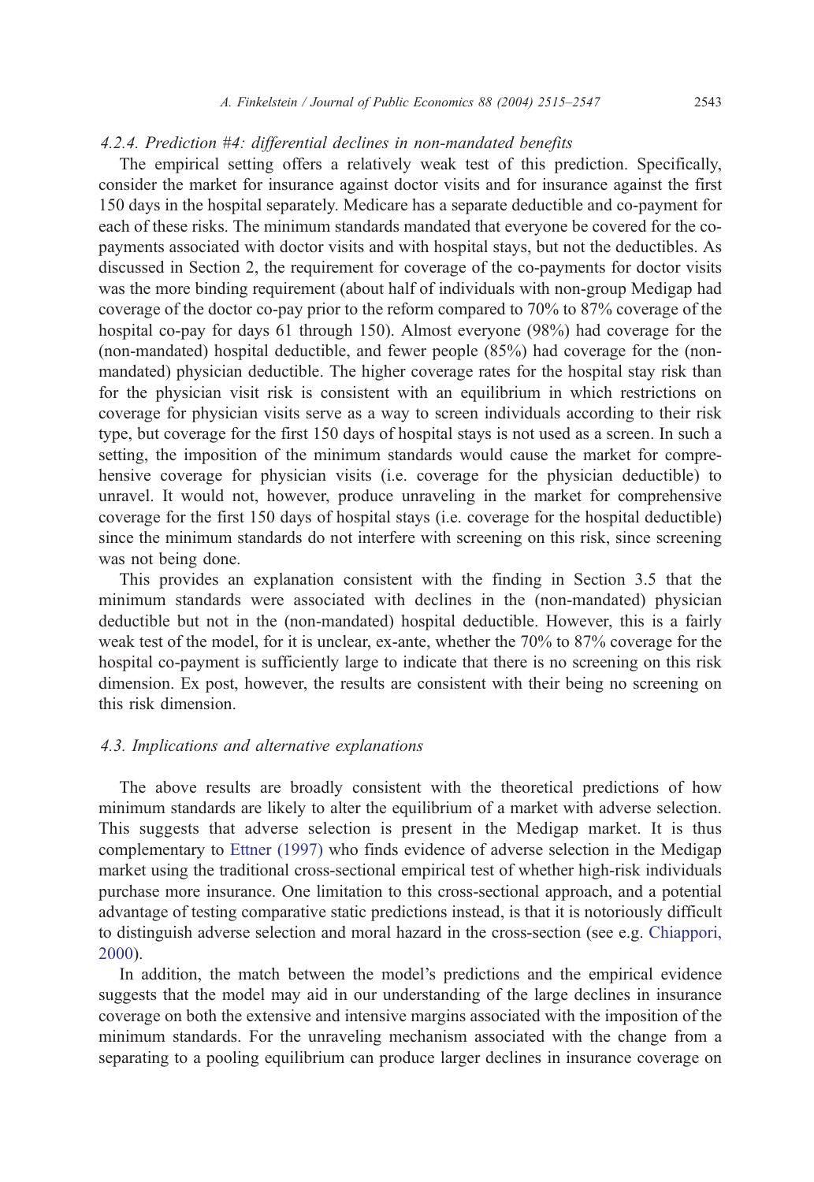#### 4.2.4. Prediction #4: differential declines in non-mandated benefits

The empirical setting offers a relatively weak test of this prediction. Specifically, consider the market for insurance against doctor visits and for insurance against the first 150 days in the hospital separately. Medicare has a separate deductible and co-payment for each of these risks. The minimum standards mandated that everyone be covered for the co-payments associated with doctor visits and with hospital stays, but not the deductibles. As discussed in Section 2, the requirement for coverage of the co-payments for doctor visits was the more binding requirement (about half of individuals with non-group Medigap had coverage of the doctor co-pay prior to the reform compared to 70% to 87% coverage of the hospital co-pay for days 61 through 150). Almost everyone (98%) had coverage for the (non-mandated) hospital deductible, and fewer people (85%) had coverage for the (non-mandated) physician deductible. The higher coverage rates for the hospital stay risk than for the physician visit risk is consistent with an equilibrium in which restrictions on coverage for physician visits serve as a way to screen individuals according to their risk type, but coverage for the first 150 days of hospital stays is not used as a screen. In such a setting, the imposition of the minimum standards would cause the market for comprehensive coverage for physician visits (i.e. coverage for the physician deductible) to unravel. It would not, however, produce unraveling in the market for comprehensive coverage for the first 150 days of hospital stays (i.e. coverage for the hospital deductible) since the minimum standards do not interfere with screening on this risk, since screening was not being done.

This provides an explanation consistent with the finding in Section 3.5 that the minimum standards were associated with declines in the (non-mandated) physician deductible but not in the (non-mandated) hospital deductible. However, this is a fairly weak test of the model, for it is unclear, ex-ante, whether the 70% to 87% coverage for the hospital co-payment is sufficiently large to indicate that there is no screening on this risk dimension. Ex post, however, the results are consistent with their being no screening on this risk dimension.

### 4.3. Implications and alternative explanations

The above results are broadly consistent with the theoretical predictions of how minimum standards are likely to alter the equilibrium of a market with adverse selection. This suggests that adverse selection is present in the Medigap market. It is thus complementary to Ettner (1997) who finds evidence of adverse selection in the Medigap market using the traditional cross-sectional empirical test of whether high-risk individuals purchase more insurance. One limitation to this cross-sectional approach, and a potential advantage of testing comparative static predictions instead, is that it is notoriously difficult to distinguish adverse selection and moral hazard in the cross-section (see e.g. Chiappori, 2000).

In addition, the match between the model's predictions and the empirical evidence suggests that the model may aid in our understanding of the large declines in insurance coverage on both the extensive and intensive margins associated with the imposition of the minimum standards. For the unraveling mechanism associated with the change from a separating to a pooling equilibrium can produce larger declines in insurance coverage on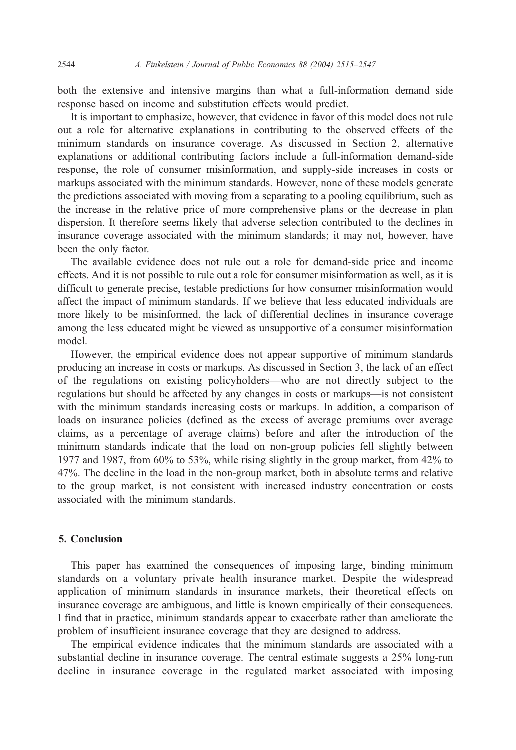both the extensive and intensive margins than what a full-information demand side response based on income and substitution effects would predict.

It is important to emphasize, however, that evidence in favor of this model does not rule out a role for alternative explanations in contributing to the observed effects of the minimum standards on insurance coverage. As discussed in Section 2, alternative explanations or additional contributing factors include a full-information demand-side response, the role of consumer misinformation, and supply-side increases in costs or markups associated with the minimum standards. However, none of these models generate the predictions associated with moving from a separating to a pooling equilibrium, such as the increase in the relative price of more comprehensive plans or the decrease in plan dispersion. It therefore seems likely that adverse selection contributed to the declines in insurance coverage associated with the minimum standards; it may not, however, have been the only factor.

The available evidence does not rule out a role for demand-side price and income effects. And it is not possible to rule out a role for consumer misinformation as well, as it is difficult to generate precise, testable predictions for how consumer misinformation would affect the impact of minimum standards. If we believe that less educated individuals are more likely to be misinformed, the lack of differential declines in insurance coverage among the less educated might be viewed as unsupportive of a consumer misinformation model.

However, the empirical evidence does not appear supportive of minimum standards producing an increase in costs or markups. As discussed in Section 3, the lack of an effect of the regulations on existing policyholders—who are not directly subject to the regulations but should be affected by any changes in costs or markups—is not consistent with the minimum standards increasing costs or markups. In addition, a comparison of loads on insurance policies (defined as the excess of average premiums over average claims, as a percentage of average claims) before and after the introduction of the minimum standards indicate that the load on non-group policies fell slightly between 1977 and 1987, from 60% to 53%, while rising slightly in the group market, from 42% to 47%. The decline in the load in the non-group market, both in absolute terms and relative to the group market, is not consistent with increased industry concentration or costs associated with the minimum standards.

## 5. Conclusion

This paper has examined the consequences of imposing large, binding minimum standards on a voluntary private health insurance market. Despite the widespread application of minimum standards in insurance markets, their theoretical effects on insurance coverage are ambiguous, and little is known empirically of their consequences. I find that in practice, minimum standards appear to exacerbate rather than ameliorate the problem of insufficient insurance coverage that they are designed to address.

The empirical evidence indicates that the minimum standards are associated with a substantial decline in insurance coverage. The central estimate suggests a 25% long-run decline in insurance coverage in the regulated market associated with imposing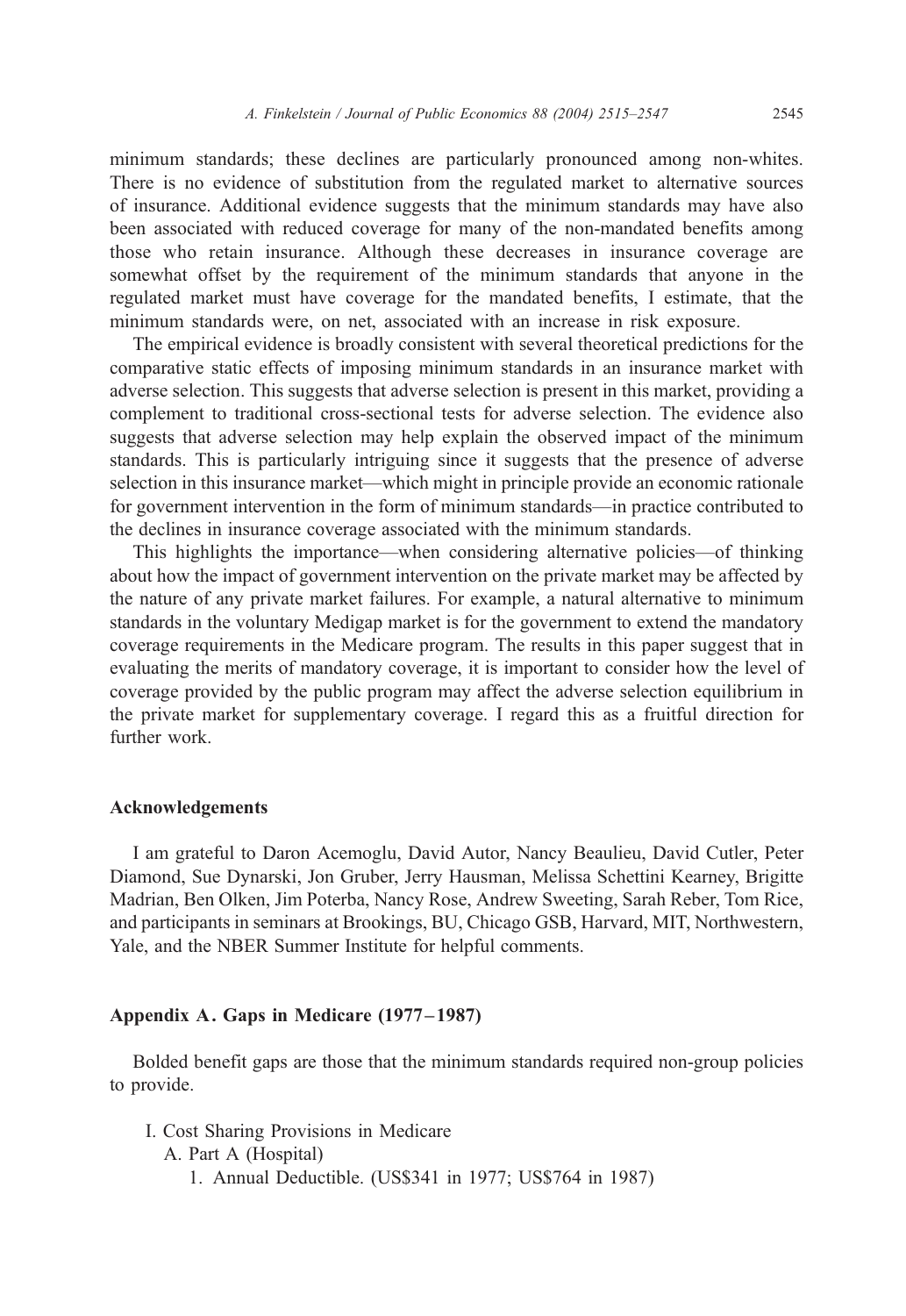minimum standards; these declines are particularly pronounced among non-whites. There is no evidence of substitution from the regulated market to alternative sources of insurance. Additional evidence suggests that the minimum standards may have also been associated with reduced coverage for many of the non-mandated benefits among those who retain insurance. Although these decreases in insurance coverage are somewhat offset by the requirement of the minimum standards that anyone in the regulated market must have coverage for the mandated benefits, I estimate, that the minimum standards were, on net, associated with an increase in risk exposure.

The empirical evidence is broadly consistent with several theoretical predictions for the comparative static effects of imposing minimum standards in an insurance market with adverse selection. This suggests that adverse selection is present in this market, providing a complement to traditional cross-sectional tests for adverse selection. The evidence also suggests that adverse selection may help explain the observed impact of the minimum standards. This is particularly intriguing since it suggests that the presence of adverse selection in this insurance market—which might in principle provide an economic rationale for government intervention in the form of minimum standards—in practice contributed to the declines in insurance coverage associated with the minimum standards.

This highlights the importance—when considering alternative policies—of thinking about how the impact of government intervention on the private market may be affected by the nature of any private market failures. For example, a natural alternative to minimum standards in the voluntary Medigap market is for the government to extend the mandatory coverage requirements in the Medicare program. The results in this paper suggest that in evaluating the merits of mandatory coverage, it is important to consider how the level of coverage provided by the public program may affect the adverse selection equilibrium in the private market for supplementary coverage. I regard this as a fruitful direction for further work.

## Acknowledgements

I am grateful to Daron Acemoglu, David Autor, Nancy Beaulieu, David Cutler, Peter Diamond, Sue Dynarski, Jon Gruber, Jerry Hausman, Melissa Schettini Kearney, Brigitte Madrian, Ben Olken, Jim Poterba, Nancy Rose, Andrew Sweeting, Sarah Reber, Tom Rice, and participants in seminars at Brookings, BU, Chicago GSB, Harvard, MIT, Northwestern, Yale, and the NBER Summer Institute for helpful comments.

## Appendix A. Gaps in Medicare (1977–1987)

Bolded benefit gaps are those that the minimum standards required non-group policies to provide.

- I. Cost Sharing Provisions in Medicare
  - A. Part A (Hospital)
    1. Annual Deductible. (US$341 in 1977; US$764 in 1987)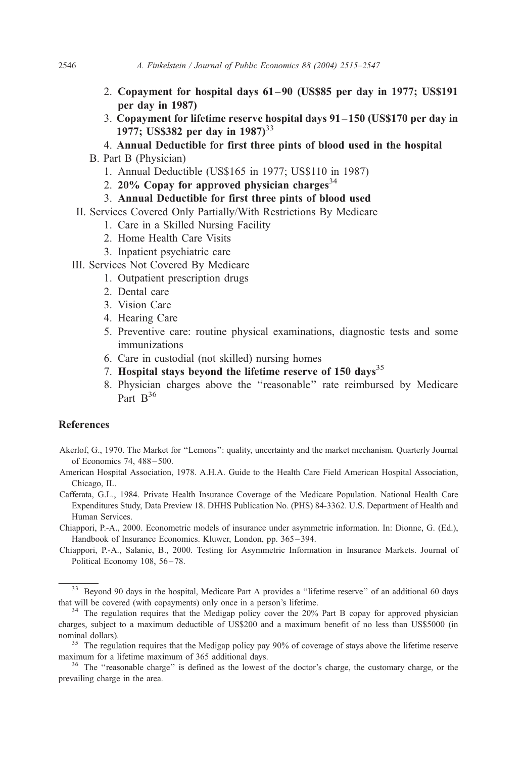2. **Copayment for hospital days 61–90 (US$85 per day in 1977; US$191 per day in 1987)**
3. **Copayment for lifetime reserve hospital days 91–150 (US$170 per day in 1977; US$382 per day in 1987)**[33]
4. **Annual Deductible for first three pints of blood used in the hospital**

B. Part B (Physician)

1. Annual Deductible (US$165 in 1977; US$110 in 1987)
2. **20% Copay for approved physician charges**[34]
3. **Annual Deductible for first three pints of blood used**

II. Services Covered Only Partially/With Restrictions By Medicare

1. Care in a Skilled Nursing Facility
2. Home Health Care Visits
3. Inpatient psychiatric care

III. Services Not Covered By Medicare

1. Outpatient prescription drugs
2. Dental care
3. Vision Care
4. Hearing Care
5. Preventive care: routine physical examinations, diagnostic tests and some immunizations
6. Care in custodial (not skilled) nursing homes
7. **Hospital stays beyond the lifetime reserve of 150 days**[35]
8. Physician charges above the "reasonable" rate reimbursed by Medicare Part B[36]

## References

Akerlof, G., 1970. The Market for "Lemons": quality, uncertainty and the market mechanism. Quarterly Journal of Economics 74, 488–500.

American Hospital Association, 1978. A.H.A. Guide to the Health Care Field American Hospital Association, Chicago, IL.

Cafferata, G.L., 1984. Private Health Insurance Coverage of the Medicare Population. National Health Care Expenditures Study, Data Preview 18. DHHS Publication No. (PHS) 84-3362. U.S. Department of Health and Human Services.

Chiappori, P.-A., 2000. Econometric models of insurance under asymmetric information. In: Dionne, G. (Ed.), Handbook of Insurance Economics. Kluwer, London, pp. 365–394.

Chiappori, P.-A., Salanie, B., 2000. Testing for Asymmetric Information in Insurance Markets. Journal of Political Economy 108, 56–78.

---

[33] Beyond 90 days in the hospital, Medicare Part A provides a "lifetime reserve" of an additional 60 days that will be covered (with copayments) only once in a person's lifetime.

[34] The regulation requires that the Medigap policy cover the 20% Part B copay for approved physician charges, subject to a maximum deductible of US$200 and a maximum benefit of no less than US$5000 (in nominal dollars).

[35] The regulation requires that the Medigap policy pay 90% of coverage of stays above the lifetime reserve maximum for a lifetime maximum of 365 additional days.

[36] The "reasonable charge" is defined as the lowest of the doctor's charge, the customary charge, or the prevailing charge in the area.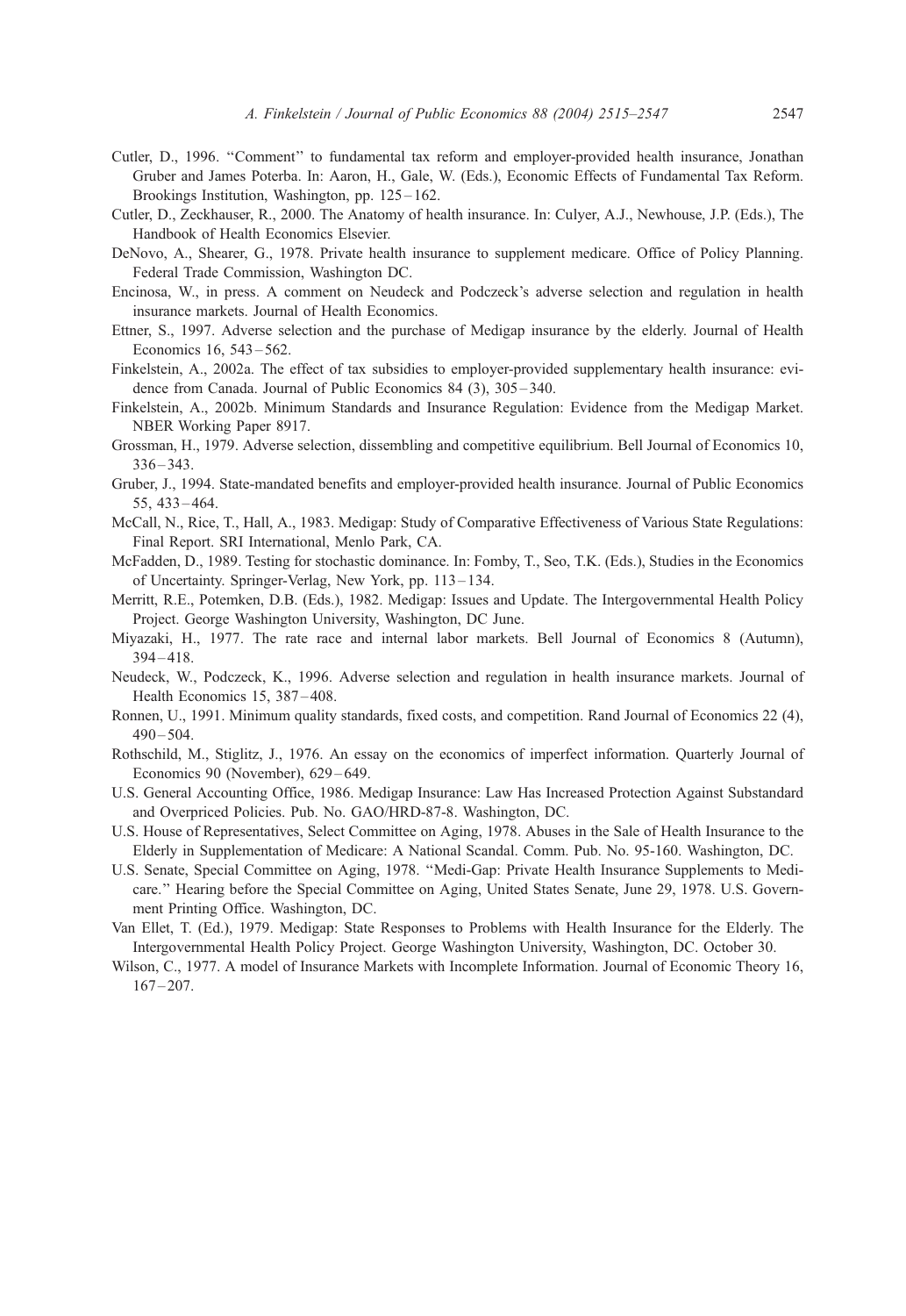Cutler, D., 1996. "Comment" to fundamental tax reform and employer-provided health insurance, Jonathan Gruber and James Poterba. In: Aaron, H., Gale, W. (Eds.), Economic Effects of Fundamental Tax Reform. Brookings Institution, Washington, pp. 125–162.

Cutler, D., Zeckhauser, R., 2000. The Anatomy of health insurance. In: Culyer, A.J., Newhouse, J.P. (Eds.), The Handbook of Health Economics Elsevier.

DeNovo, A., Shearer, G., 1978. Private health insurance to supplement medicare. Office of Policy Planning. Federal Trade Commission, Washington DC.

Encinosa, W., in press. A comment on Neudeck and Podczeck's adverse selection and regulation in health insurance markets. Journal of Health Economics.

Ettner, S., 1997. Adverse selection and the purchase of Medigap insurance by the elderly. Journal of Health Economics 16, 543–562.

Finkelstein, A., 2002a. The effect of tax subsidies to employer-provided supplementary health insurance: evidence from Canada. Journal of Public Economics 84 (3), 305–340.

Finkelstein, A., 2002b. Minimum Standards and Insurance Regulation: Evidence from the Medigap Market. NBER Working Paper 8917.

Grossman, H., 1979. Adverse selection, dissembling and competitive equilibrium. Bell Journal of Economics 10, 336–343.

Gruber, J., 1994. State-mandated benefits and employer-provided health insurance. Journal of Public Economics 55, 433–464.

McCall, N., Rice, T., Hall, A., 1983. Medigap: Study of Comparative Effectiveness of Various State Regulations: Final Report. SRI International, Menlo Park, CA.

McFadden, D., 1989. Testing for stochastic dominance. In: Fomby, T., Seo, T.K. (Eds.), Studies in the Economics of Uncertainty. Springer-Verlag, New York, pp. 113–134.

Merritt, R.E., Potemken, D.B. (Eds.), 1982. Medigap: Issues and Update. The Intergovernmental Health Policy Project. George Washington University, Washington, DC June.

Miyazaki, H., 1977. The rate race and internal labor markets. Bell Journal of Economics 8 (Autumn), 394–418.

Neudeck, W., Podczeck, K., 1996. Adverse selection and regulation in health insurance markets. Journal of Health Economics 15, 387–408.

Ronnen, U., 1991. Minimum quality standards, fixed costs, and competition. Rand Journal of Economics 22 (4), 490–504.

Rothschild, M., Stiglitz, J., 1976. An essay on the economics of imperfect information. Quarterly Journal of Economics 90 (November), 629–649.

U.S. General Accounting Office, 1986. Medigap Insurance: Law Has Increased Protection Against Substandard and Overpriced Policies. Pub. No. GAO/HRD-87-8. Washington, DC.

U.S. House of Representatives, Select Committee on Aging, 1978. Abuses in the Sale of Health Insurance to the Elderly in Supplementation of Medicare: A National Scandal. Comm. Pub. No. 95-160. Washington, DC.

U.S. Senate, Special Committee on Aging, 1978. "Medi-Gap: Private Health Insurance Supplements to Medicare." Hearing before the Special Committee on Aging, United States Senate, June 29, 1978. U.S. Government Printing Office. Washington, DC.

Van Ellet, T. (Ed.), 1979. Medigap: State Responses to Problems with Health Insurance for the Elderly. The Intergovernmental Health Policy Project. George Washington University, Washington, DC. October 30.

Wilson, C., 1977. A model of Insurance Markets with Incomplete Information. Journal of Economic Theory 16, 167–207.